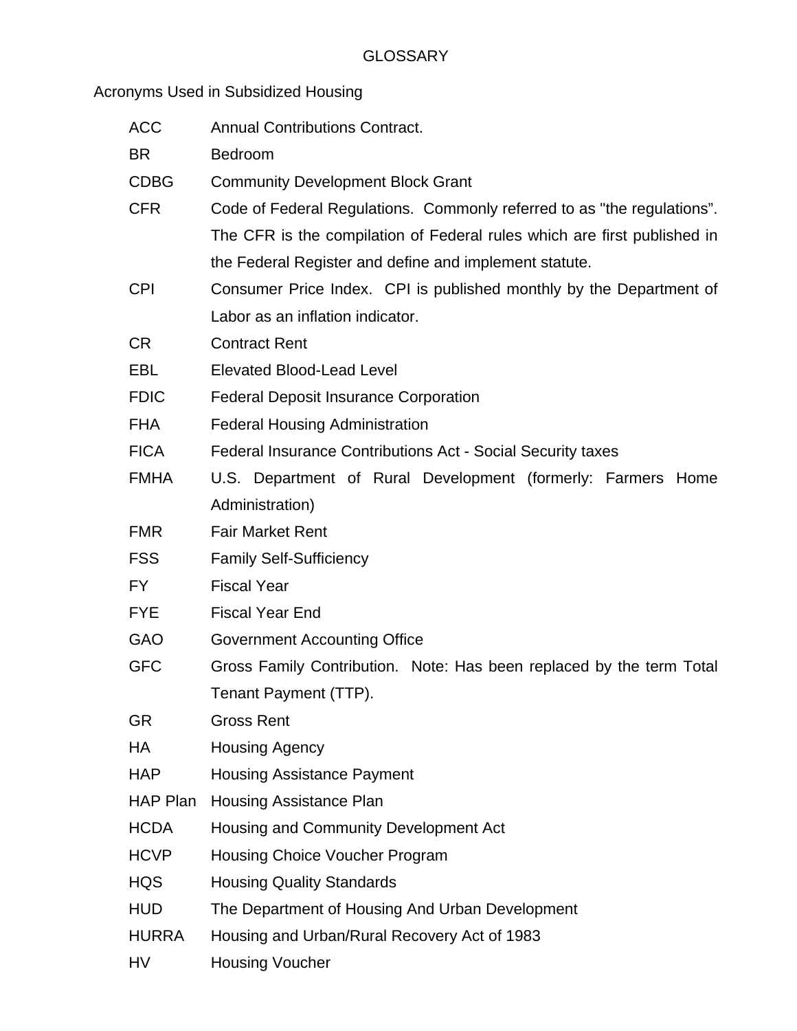# GLOSSARY

## Acronyms Used in Subsidized Housing

| | |
|---|---|
| ACC | Annual Contributions Contract. |
| BR | Bedroom |
| CDBG | Community Development Block Grant |
| CFR | Code of Federal Regulations. Commonly referred to as "the regulations". The CFR is the compilation of Federal rules which are first published in the Federal Register and define and implement statute. |
| CPI | Consumer Price Index. CPI is published monthly by the Department of Labor as an inflation indicator. |
| CR | Contract Rent |
| EBL | Elevated Blood-Lead Level |
| FDIC | Federal Deposit Insurance Corporation |
| FHA | Federal Housing Administration |
| FICA | Federal Insurance Contributions Act - Social Security taxes |
| FMHA | U.S. Department of Rural Development (formerly: Farmers Home Administration) |
| FMR | Fair Market Rent |
| FSS | Family Self-Sufficiency |
| FY | Fiscal Year |
| FYE | Fiscal Year End |
| GAO | Government Accounting Office |
| GFC | Gross Family Contribution. Note: Has been replaced by the term Total Tenant Payment (TTP). |
| GR | Gross Rent |
| HA | Housing Agency |
| HAP | Housing Assistance Payment |
| HAP Plan | Housing Assistance Plan |
| HCDA | Housing and Community Development Act |
| HCVP | Housing Choice Voucher Program |
| HQS | Housing Quality Standards |
| HUD | The Department of Housing And Urban Development |
| HURRA | Housing and Urban/Rural Recovery Act of 1983 |
| HV | Housing Voucher |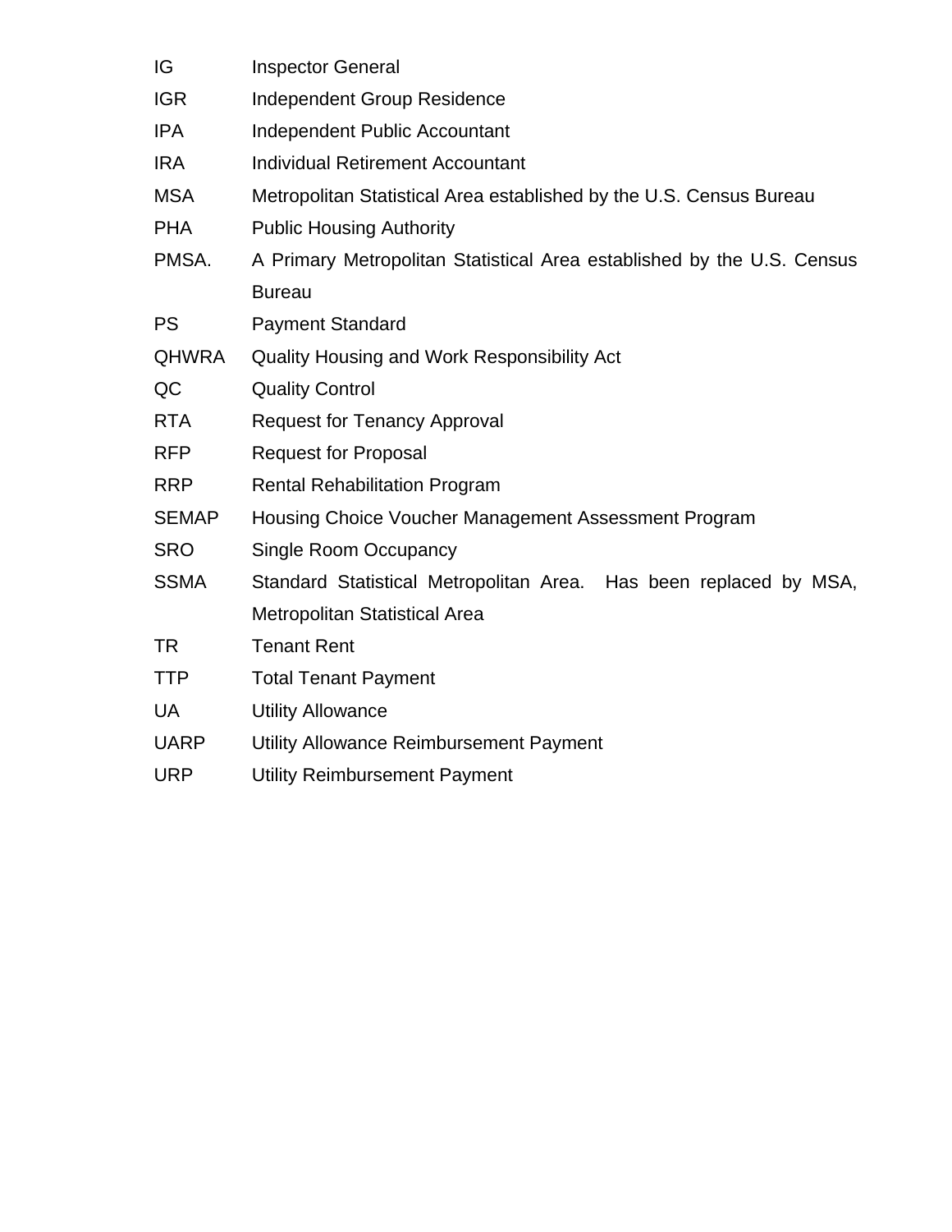| | |
|---|---|
| IG | Inspector General |
| IGR | Independent Group Residence |
| IPA | Independent Public Accountant |
| IRA | Individual Retirement Accountant |
| MSA | Metropolitan Statistical Area established by the U.S. Census Bureau |
| PHA | Public Housing Authority |
| PMSA. | A Primary Metropolitan Statistical Area established by the U.S. Census Bureau |
| PS | Payment Standard |
| QHWRA | Quality Housing and Work Responsibility Act |
| QC | Quality Control |
| RTA | Request for Tenancy Approval |
| RFP | Request for Proposal |
| RRP | Rental Rehabilitation Program |
| SEMAP | Housing Choice Voucher Management Assessment Program |
| SRO | Single Room Occupancy |
| SSMA | Standard Statistical Metropolitan Area. Has been replaced by MSA, Metropolitan Statistical Area |
| TR | Tenant Rent |
| TTP | Total Tenant Payment |
| UA | Utility Allowance |
| UARP | Utility Allowance Reimbursement Payment |
| URP | Utility Reimbursement Payment |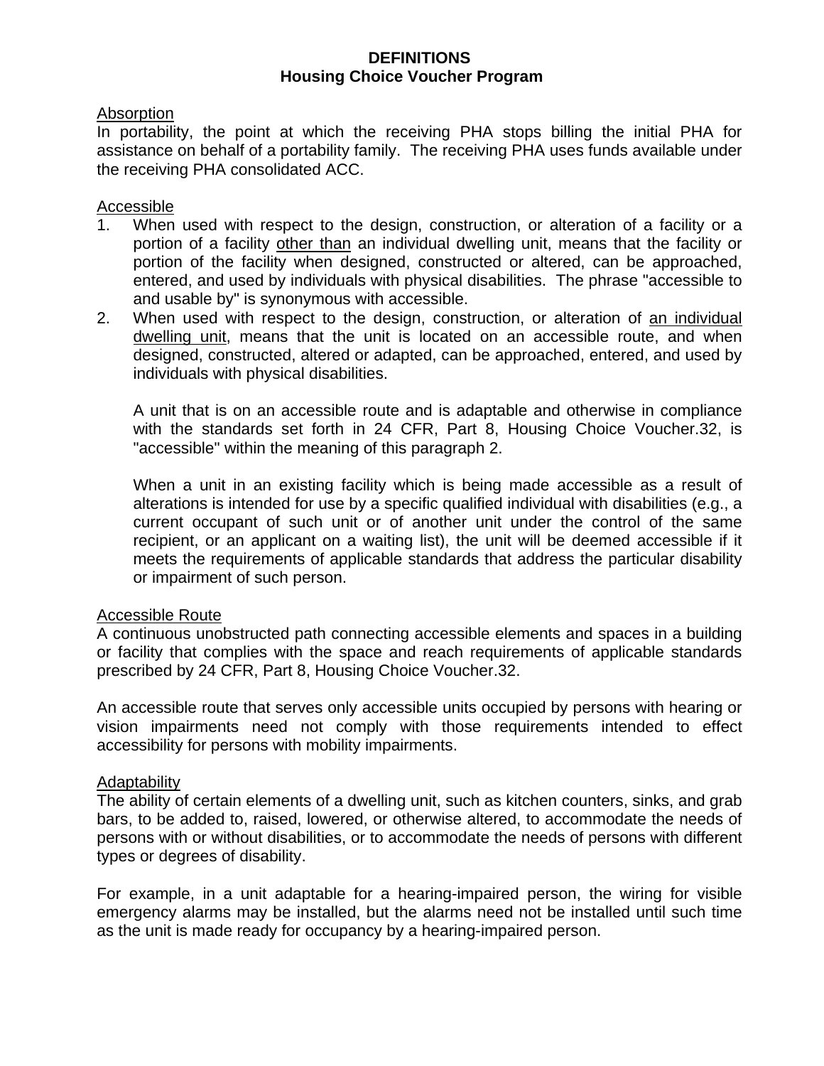**DEFINITIONS**
**Housing Choice Voucher Program**

Absorption
In portability, the point at which the receiving PHA stops billing the initial PHA for assistance on behalf of a portability family. The receiving PHA uses funds available under the receiving PHA consolidated ACC.

Accessible
1. When used with respect to the design, construction, or alteration of a facility or a portion of a facility other than an individual dwelling unit, means that the facility or portion of the facility when designed, constructed or altered, can be approached, entered, and used by individuals with physical disabilities. The phrase "accessible to and usable by" is synonymous with accessible.
2. When used with respect to the design, construction, or alteration of an individual dwelling unit, means that the unit is located on an accessible route, and when designed, constructed, altered or adapted, can be approached, entered, and used by individuals with physical disabilities.

   A unit that is on an accessible route and is adaptable and otherwise in compliance with the standards set forth in 24 CFR, Part 8, Housing Choice Voucher.32, is "accessible" within the meaning of this paragraph 2.

   When a unit in an existing facility which is being made accessible as a result of alterations is intended for use by a specific qualified individual with disabilities (e.g., a current occupant of such unit or of another unit under the control of the same recipient, or an applicant on a waiting list), the unit will be deemed accessible if it meets the requirements of applicable standards that address the particular disability or impairment of such person.

Accessible Route
A continuous unobstructed path connecting accessible elements and spaces in a building or facility that complies with the space and reach requirements of applicable standards prescribed by 24 CFR, Part 8, Housing Choice Voucher.32.

An accessible route that serves only accessible units occupied by persons with hearing or vision impairments need not comply with those requirements intended to effect accessibility for persons with mobility impairments.

Adaptability
The ability of certain elements of a dwelling unit, such as kitchen counters, sinks, and grab bars, to be added to, raised, lowered, or otherwise altered, to accommodate the needs of persons with or without disabilities, or to accommodate the needs of persons with different types or degrees of disability.

For example, in a unit adaptable for a hearing-impaired person, the wiring for visible emergency alarms may be installed, but the alarms need not be installed until such time as the unit is made ready for occupancy by a hearing-impaired person.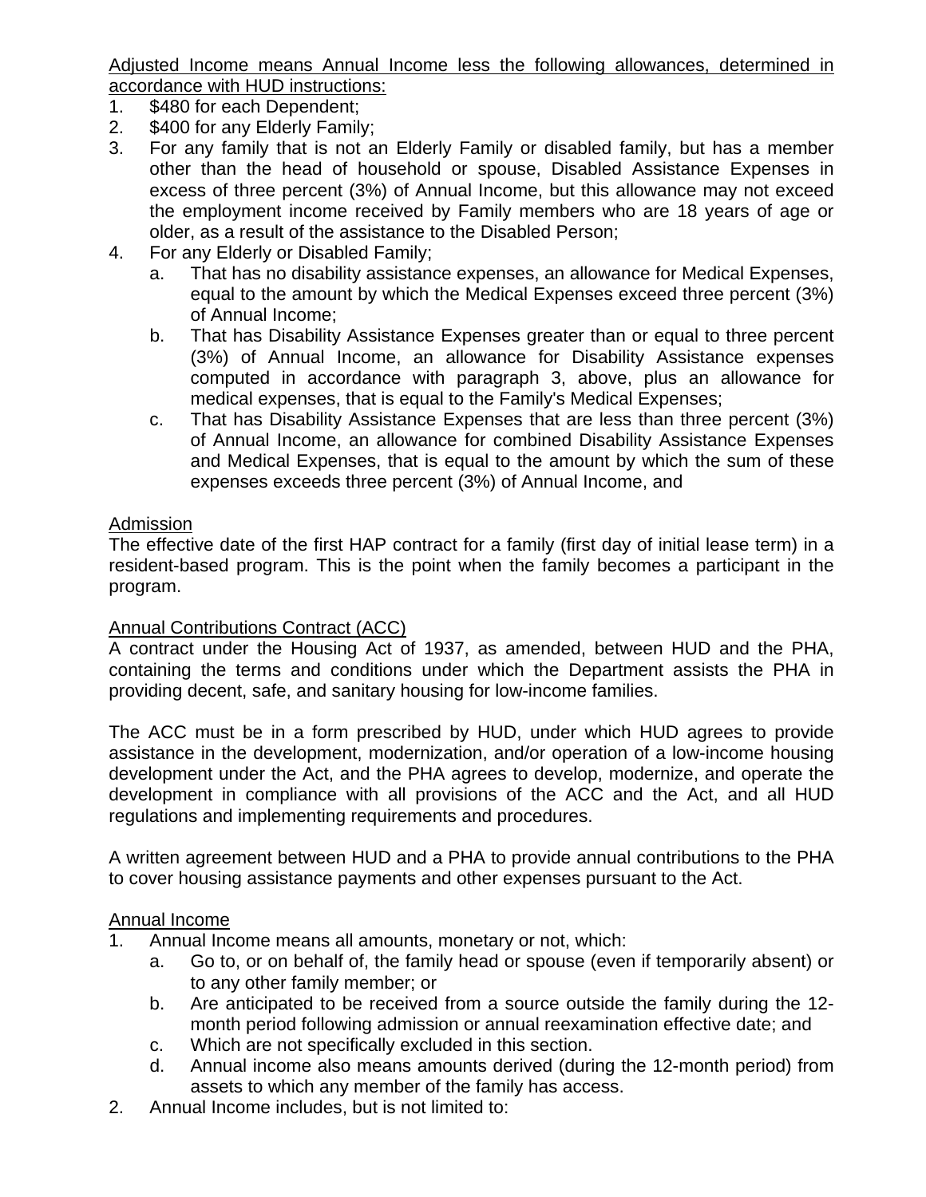Adjusted Income means Annual Income less the following allowances, determined in accordance with HUD instructions:

1. $480 for each Dependent;
2. $400 for any Elderly Family;
3. For any family that is not an Elderly Family or disabled family, but has a member other than the head of household or spouse, Disabled Assistance Expenses in excess of three percent (3%) of Annual Income, but this allowance may not exceed the employment income received by Family members who are 18 years of age or older, as a result of the assistance to the Disabled Person;
4. For any Elderly or Disabled Family;
   a. That has no disability assistance expenses, an allowance for Medical Expenses, equal to the amount by which the Medical Expenses exceed three percent (3%) of Annual Income;
   b. That has Disability Assistance Expenses greater than or equal to three percent (3%) of Annual Income, an allowance for Disability Assistance expenses computed in accordance with paragraph 3, above, plus an allowance for medical expenses, that is equal to the Family's Medical Expenses;
   c. That has Disability Assistance Expenses that are less than three percent (3%) of Annual Income, an allowance for combined Disability Assistance Expenses and Medical Expenses, that is equal to the amount by which the sum of these expenses exceeds three percent (3%) of Annual Income, and

Admission

The effective date of the first HAP contract for a family (first day of initial lease term) in a resident-based program. This is the point when the family becomes a participant in the program.

Annual Contributions Contract (ACC)

A contract under the Housing Act of 1937, as amended, between HUD and the PHA, containing the terms and conditions under which the Department assists the PHA in providing decent, safe, and sanitary housing for low-income families.

The ACC must be in a form prescribed by HUD, under which HUD agrees to provide assistance in the development, modernization, and/or operation of a low-income housing development under the Act, and the PHA agrees to develop, modernize, and operate the development in compliance with all provisions of the ACC and the Act, and all HUD regulations and implementing requirements and procedures.

A written agreement between HUD and a PHA to provide annual contributions to the PHA to cover housing assistance payments and other expenses pursuant to the Act.

Annual Income

1. Annual Income means all amounts, monetary or not, which:
   a. Go to, or on behalf of, the family head or spouse (even if temporarily absent) or to any other family member; or
   b. Are anticipated to be received from a source outside the family during the 12-month period following admission or annual reexamination effective date; and
   c. Which are not specifically excluded in this section.
   d. Annual income also means amounts derived (during the 12-month period) from assets to which any member of the family has access.
2. Annual Income includes, but is not limited to: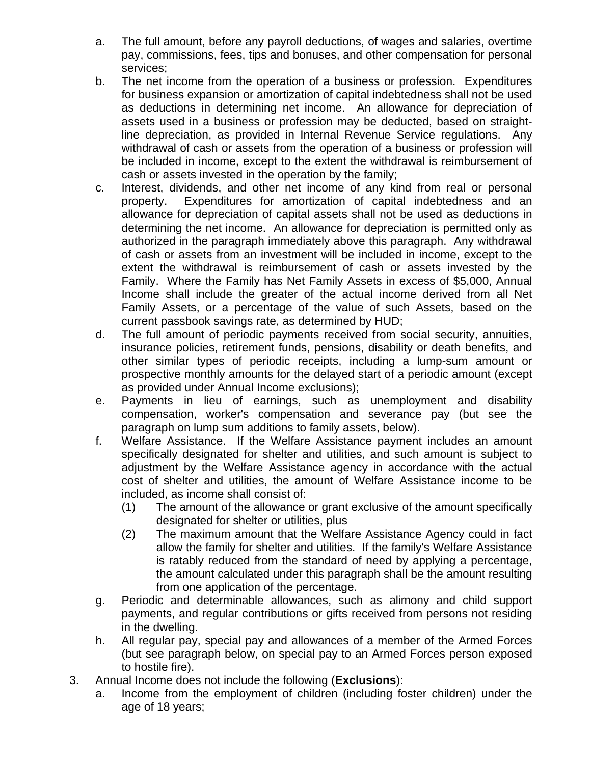a. The full amount, before any payroll deductions, of wages and salaries, overtime pay, commissions, fees, tips and bonuses, and other compensation for personal services;
b. The net income from the operation of a business or profession. Expenditures for business expansion or amortization of capital indebtedness shall not be used as deductions in determining net income. An allowance for depreciation of assets used in a business or profession may be deducted, based on straight-line depreciation, as provided in Internal Revenue Service regulations. Any withdrawal of cash or assets from the operation of a business or profession will be included in income, except to the extent the withdrawal is reimbursement of cash or assets invested in the operation by the family;
c. Interest, dividends, and other net income of any kind from real or personal property. Expenditures for amortization of capital indebtedness and an allowance for depreciation of capital assets shall not be used as deductions in determining the net income. An allowance for depreciation is permitted only as authorized in the paragraph immediately above this paragraph. Any withdrawal of cash or assets from an investment will be included in income, except to the extent the withdrawal is reimbursement of cash or assets invested by the Family. Where the Family has Net Family Assets in excess of $5,000, Annual Income shall include the greater of the actual income derived from all Net Family Assets, or a percentage of the value of such Assets, based on the current passbook savings rate, as determined by HUD;
d. The full amount of periodic payments received from social security, annuities, insurance policies, retirement funds, pensions, disability or death benefits, and other similar types of periodic receipts, including a lump-sum amount or prospective monthly amounts for the delayed start of a periodic amount (except as provided under Annual Income exclusions);
e. Payments in lieu of earnings, such as unemployment and disability compensation, worker's compensation and severance pay (but see the paragraph on lump sum additions to family assets, below).
f. Welfare Assistance. If the Welfare Assistance payment includes an amount specifically designated for shelter and utilities, and such amount is subject to adjustment by the Welfare Assistance agency in accordance with the actual cost of shelter and utilities, the amount of Welfare Assistance income to be included, as income shall consist of:
   (1) The amount of the allowance or grant exclusive of the amount specifically designated for shelter or utilities, plus
   (2) The maximum amount that the Welfare Assistance Agency could in fact allow the family for shelter and utilities. If the family's Welfare Assistance is ratably reduced from the standard of need by applying a percentage, the amount calculated under this paragraph shall be the amount resulting from one application of the percentage.
g. Periodic and determinable allowances, such as alimony and child support payments, and regular contributions or gifts received from persons not residing in the dwelling.
h. All regular pay, special pay and allowances of a member of the Armed Forces (but see paragraph below, on special pay to an Armed Forces person exposed to hostile fire).

3. Annual Income does not include the following (**Exclusions**):
   a. Income from the employment of children (including foster children) under the age of 18 years;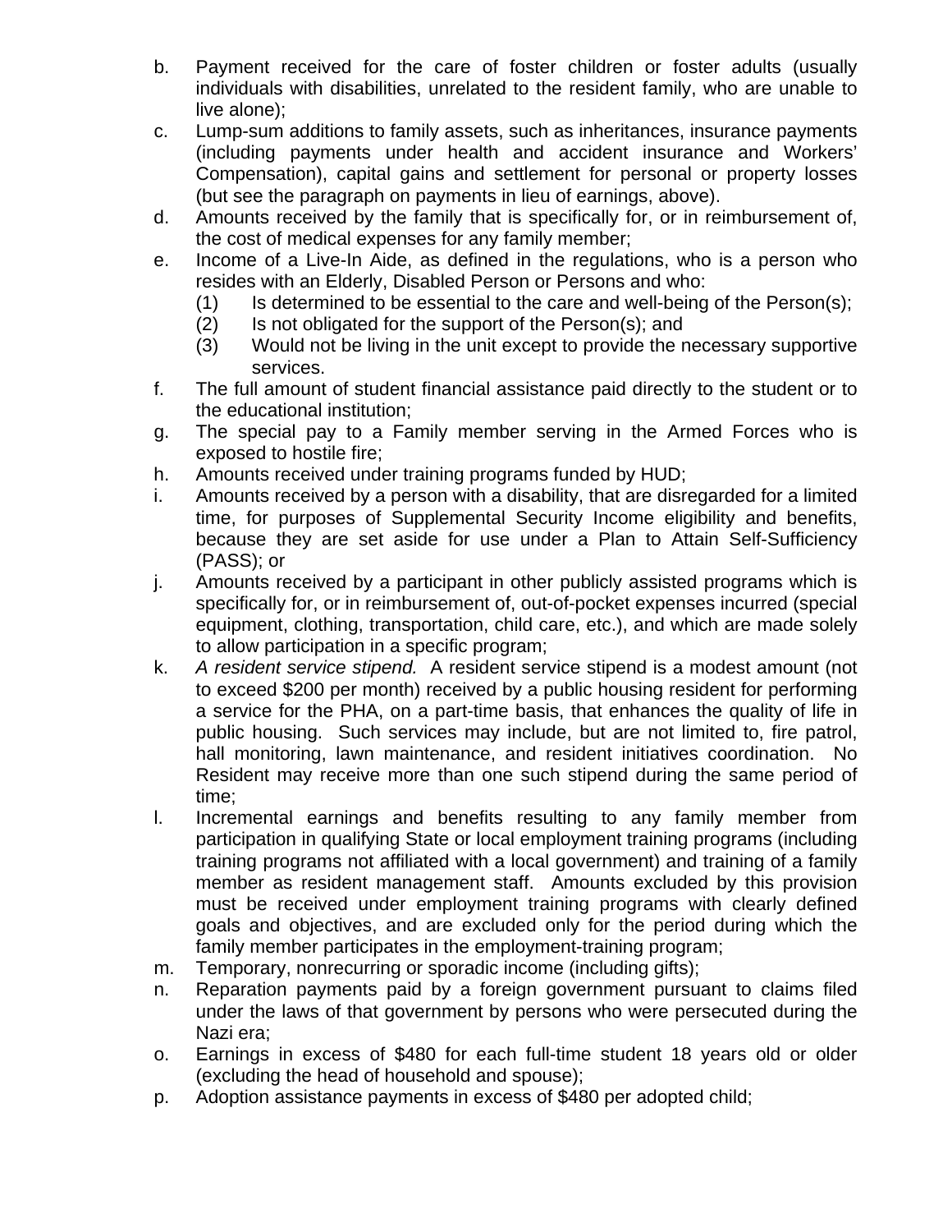b. Payment received for the care of foster children or foster adults (usually individuals with disabilities, unrelated to the resident family, who are unable to live alone);

c. Lump-sum additions to family assets, such as inheritances, insurance payments (including payments under health and accident insurance and Workers' Compensation), capital gains and settlement for personal or property losses (but see the paragraph on payments in lieu of earnings, above).

d. Amounts received by the family that is specifically for, or in reimbursement of, the cost of medical expenses for any family member;

e. Income of a Live-In Aide, as defined in the regulations, who is a person who resides with an Elderly, Disabled Person or Persons and who:
   (1) Is determined to be essential to the care and well-being of the Person(s);
   (2) Is not obligated for the support of the Person(s); and
   (3) Would not be living in the unit except to provide the necessary supportive services.

f. The full amount of student financial assistance paid directly to the student or to the educational institution;

g. The special pay to a Family member serving in the Armed Forces who is exposed to hostile fire;

h. Amounts received under training programs funded by HUD;

i. Amounts received by a person with a disability, that are disregarded for a limited time, for purposes of Supplemental Security Income eligibility and benefits, because they are set aside for use under a Plan to Attain Self-Sufficiency (PASS); or

j. Amounts received by a participant in other publicly assisted programs which is specifically for, or in reimbursement of, out-of-pocket expenses incurred (special equipment, clothing, transportation, child care, etc.), and which are made solely to allow participation in a specific program;

k. *A resident service stipend.* A resident service stipend is a modest amount (not to exceed $200 per month) received by a public housing resident for performing a service for the PHA, on a part-time basis, that enhances the quality of life in public housing. Such services may include, but are not limited to, fire patrol, hall monitoring, lawn maintenance, and resident initiatives coordination. No Resident may receive more than one such stipend during the same period of time;

l. Incremental earnings and benefits resulting to any family member from participation in qualifying State or local employment training programs (including training programs not affiliated with a local government) and training of a family member as resident management staff. Amounts excluded by this provision must be received under employment training programs with clearly defined goals and objectives, and are excluded only for the period during which the family member participates in the employment-training program;

m. Temporary, nonrecurring or sporadic income (including gifts);

n. Reparation payments paid by a foreign government pursuant to claims filed under the laws of that government by persons who were persecuted during the Nazi era;

o. Earnings in excess of $480 for each full-time student 18 years old or older (excluding the head of household and spouse);

p. Adoption assistance payments in excess of $480 per adopted child;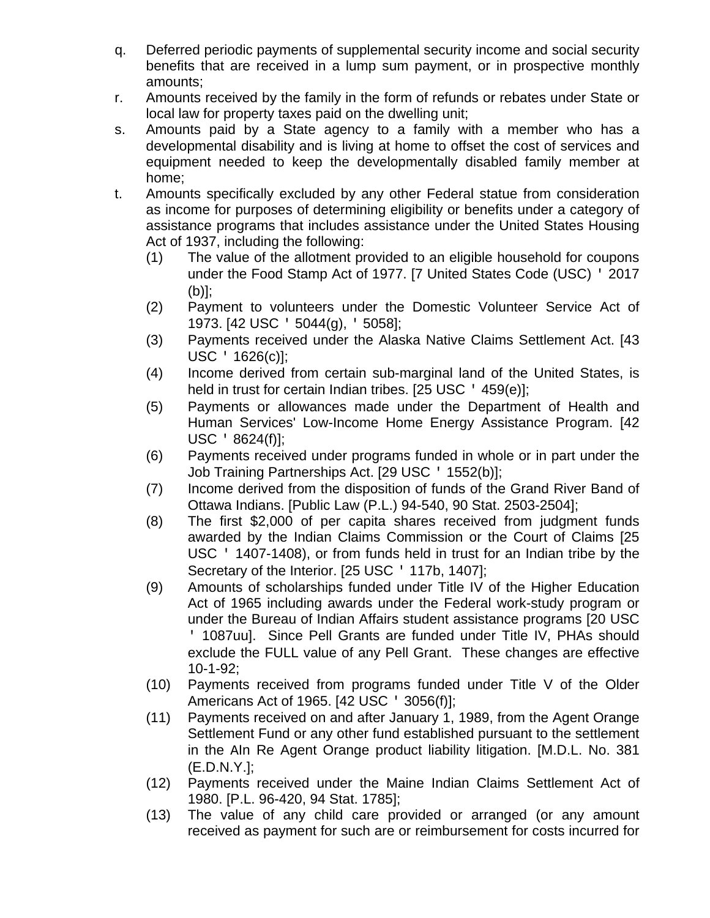q. Deferred periodic payments of supplemental security income and social security benefits that are received in a lump sum payment, or in prospective monthly amounts;
r. Amounts received by the family in the form of refunds or rebates under State or local law for property taxes paid on the dwelling unit;
s. Amounts paid by a State agency to a family with a member who has a developmental disability and is living at home to offset the cost of services and equipment needed to keep the developmentally disabled family member at home;
t. Amounts specifically excluded by any other Federal statue from consideration as income for purposes of determining eligibility or benefits under a category of assistance programs that includes assistance under the United States Housing Act of 1937, including the following:
   (1) The value of the allotment provided to an eligible household for coupons under the Food Stamp Act of 1977. [7 United States Code (USC) ' 2017 (b)];
   (2) Payment to volunteers under the Domestic Volunteer Service Act of 1973. [42 USC ' 5044(g), ' 5058];
   (3) Payments received under the Alaska Native Claims Settlement Act. [43 USC ' 1626(c)];
   (4) Income derived from certain sub-marginal land of the United States, is held in trust for certain Indian tribes. [25 USC ' 459(e)];
   (5) Payments or allowances made under the Department of Health and Human Services' Low-Income Home Energy Assistance Program. [42 USC ' 8624(f)];
   (6) Payments received under programs funded in whole or in part under the Job Training Partnerships Act. [29 USC ' 1552(b)];
   (7) Income derived from the disposition of funds of the Grand River Band of Ottawa Indians. [Public Law (P.L.) 94-540, 90 Stat. 2503-2504];
   (8) The first $2,000 of per capita shares received from judgment funds awarded by the Indian Claims Commission or the Court of Claims [25 USC ' 1407-1408), or from funds held in trust for an Indian tribe by the Secretary of the Interior. [25 USC ' 117b, 1407];
   (9) Amounts of scholarships funded under Title IV of the Higher Education Act of 1965 including awards under the Federal work-study program or under the Bureau of Indian Affairs student assistance programs [20 USC ' 1087uu]. Since Pell Grants are funded under Title IV, PHAs should exclude the FULL value of any Pell Grant. These changes are effective 10-1-92;
   (10) Payments received from programs funded under Title V of the Older Americans Act of 1965. [42 USC ' 3056(f)];
   (11) Payments received on and after January 1, 1989, from the Agent Orange Settlement Fund or any other fund established pursuant to the settlement in the AIn Re Agent Orange product liability litigation. [M.D.L. No. 381 (E.D.N.Y.];
   (12) Payments received under the Maine Indian Claims Settlement Act of 1980. [P.L. 96-420, 94 Stat. 1785];
   (13) The value of any child care provided or arranged (or any amount received as payment for such are or reimbursement for costs incurred for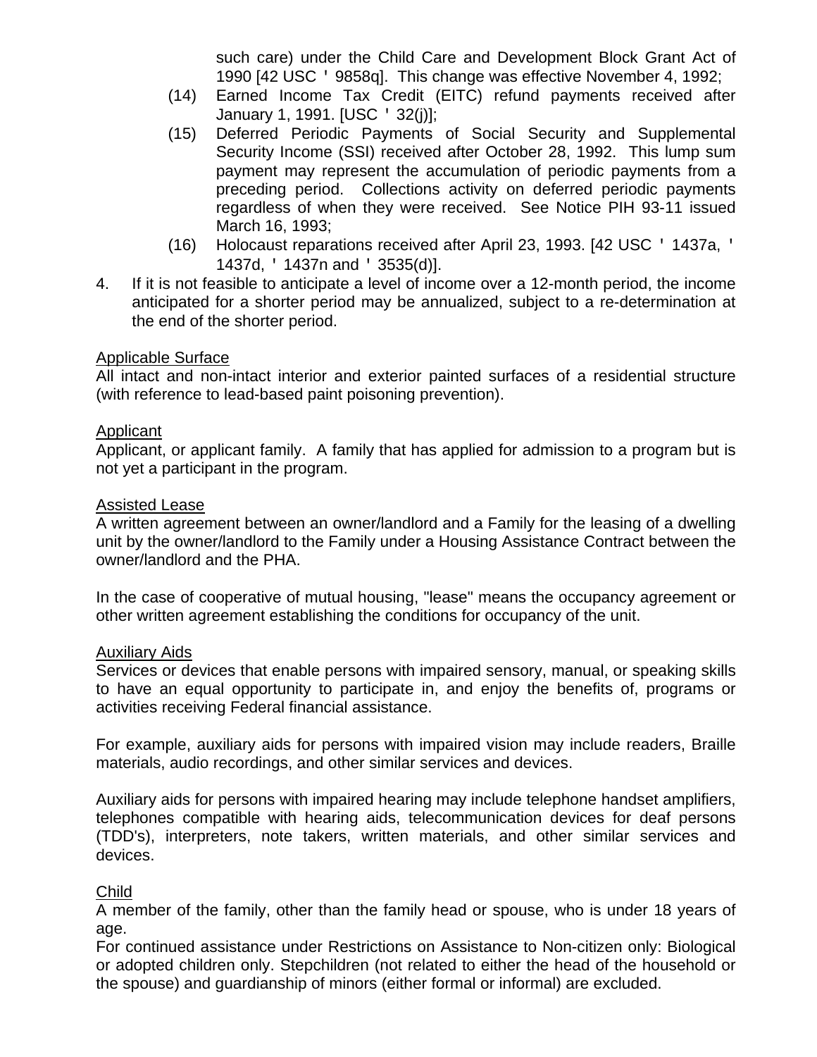such care) under the Child Care and Development Block Grant Act of 1990 [42 USC ' 9858q]. This change was effective November 4, 1992;

(14) Earned Income Tax Credit (EITC) refund payments received after January 1, 1991. [USC ' 32(j)];

(15) Deferred Periodic Payments of Social Security and Supplemental Security Income (SSI) received after October 28, 1992. This lump sum payment may represent the accumulation of periodic payments from a preceding period. Collections activity on deferred periodic payments regardless of when they were received. See Notice PIH 93-11 issued March 16, 1993;

(16) Holocaust reparations received after April 23, 1993. [42 USC ' 1437a, ' 1437d, ' 1437n and ' 3535(d)].

4. If it is not feasible to anticipate a level of income over a 12-month period, the income anticipated for a shorter period may be annualized, subject to a re-determination at the end of the shorter period.

Applicable Surface

All intact and non-intact interior and exterior painted surfaces of a residential structure (with reference to lead-based paint poisoning prevention).

Applicant

Applicant, or applicant family. A family that has applied for admission to a program but is not yet a participant in the program.

Assisted Lease

A written agreement between an owner/landlord and a Family for the leasing of a dwelling unit by the owner/landlord to the Family under a Housing Assistance Contract between the owner/landlord and the PHA.

In the case of cooperative of mutual housing, "lease" means the occupancy agreement or other written agreement establishing the conditions for occupancy of the unit.

Auxiliary Aids

Services or devices that enable persons with impaired sensory, manual, or speaking skills to have an equal opportunity to participate in, and enjoy the benefits of, programs or activities receiving Federal financial assistance.

For example, auxiliary aids for persons with impaired vision may include readers, Braille materials, audio recordings, and other similar services and devices.

Auxiliary aids for persons with impaired hearing may include telephone handset amplifiers, telephones compatible with hearing aids, telecommunication devices for deaf persons (TDD's), interpreters, note takers, written materials, and other similar services and devices.

Child

A member of the family, other than the family head or spouse, who is under 18 years of age.

For continued assistance under Restrictions on Assistance to Non-citizen only: Biological or adopted children only. Stepchildren (not related to either the head of the household or the spouse) and guardianship of minors (either formal or informal) are excluded.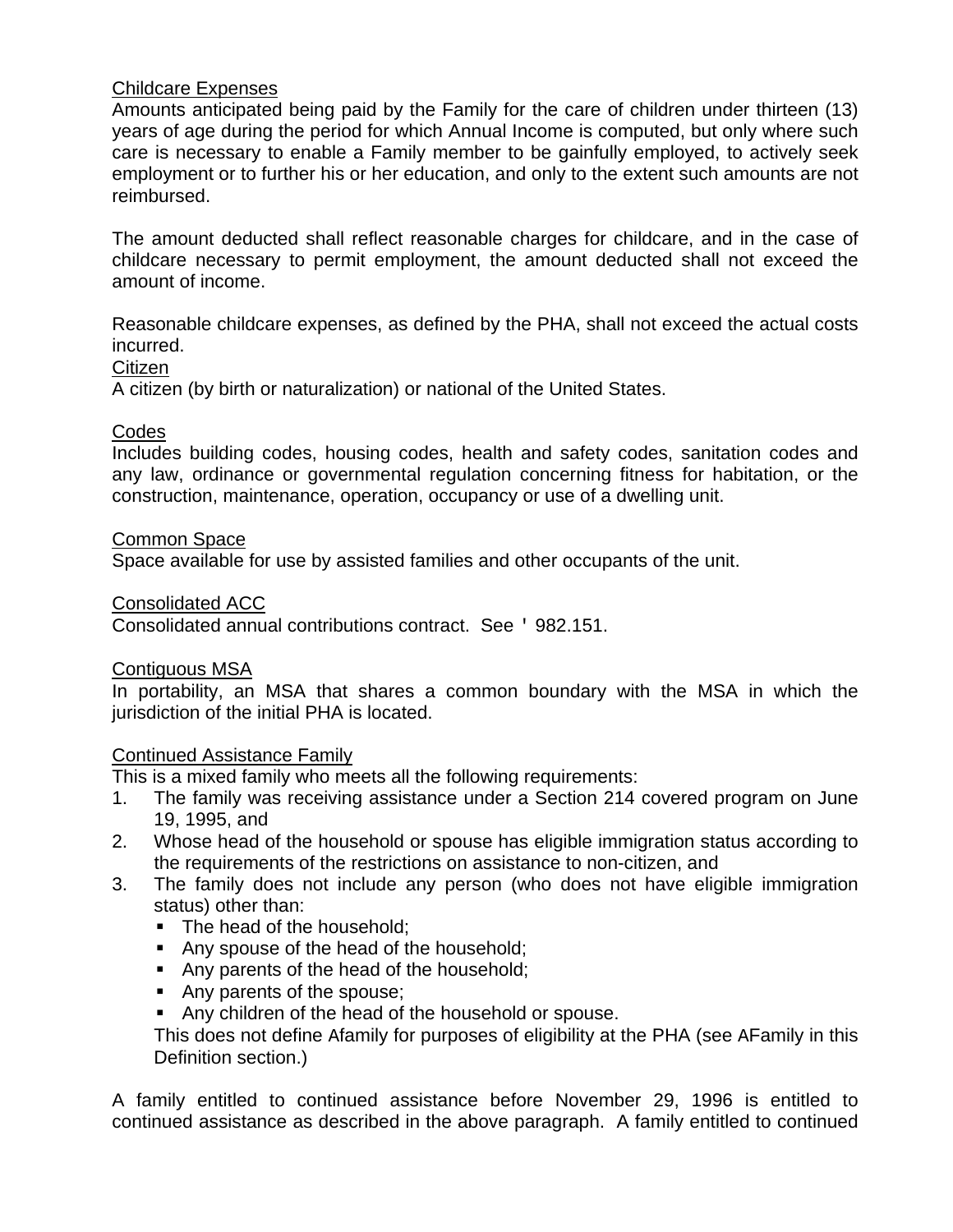Childcare Expenses
Amounts anticipated being paid by the Family for the care of children under thirteen (13) years of age during the period for which Annual Income is computed, but only where such care is necessary to enable a Family member to be gainfully employed, to actively seek employment or to further his or her education, and only to the extent such amounts are not reimbursed.

The amount deducted shall reflect reasonable charges for childcare, and in the case of childcare necessary to permit employment, the amount deducted shall not exceed the amount of income.

Reasonable childcare expenses, as defined by the PHA, shall not exceed the actual costs incurred.

Citizen
A citizen (by birth or naturalization) or national of the United States.

Codes
Includes building codes, housing codes, health and safety codes, sanitation codes and any law, ordinance or governmental regulation concerning fitness for habitation, or the construction, maintenance, operation, occupancy or use of a dwelling unit.

Common Space
Space available for use by assisted families and other occupants of the unit.

Consolidated ACC
Consolidated annual contributions contract. See ' 982.151.

Contiguous MSA
In portability, an MSA that shares a common boundary with the MSA in which the jurisdiction of the initial PHA is located.

Continued Assistance Family
This is a mixed family who meets all the following requirements:

1. The family was receiving assistance under a Section 214 covered program on June 19, 1995, and
2. Whose head of the household or spouse has eligible immigration status according to the requirements of the restrictions on assistance to non-citizen, and
3. The family does not include any person (who does not have eligible immigration status) other than:
   - The head of the household;
   - Any spouse of the head of the household;
   - Any parents of the head of the household;
   - Any parents of the spouse;
   - Any children of the head of the household or spouse.

   This does not define Afamily for purposes of eligibility at the PHA (see AFamily in this Definition section.)

A family entitled to continued assistance before November 29, 1996 is entitled to continued assistance as described in the above paragraph. A family entitled to continued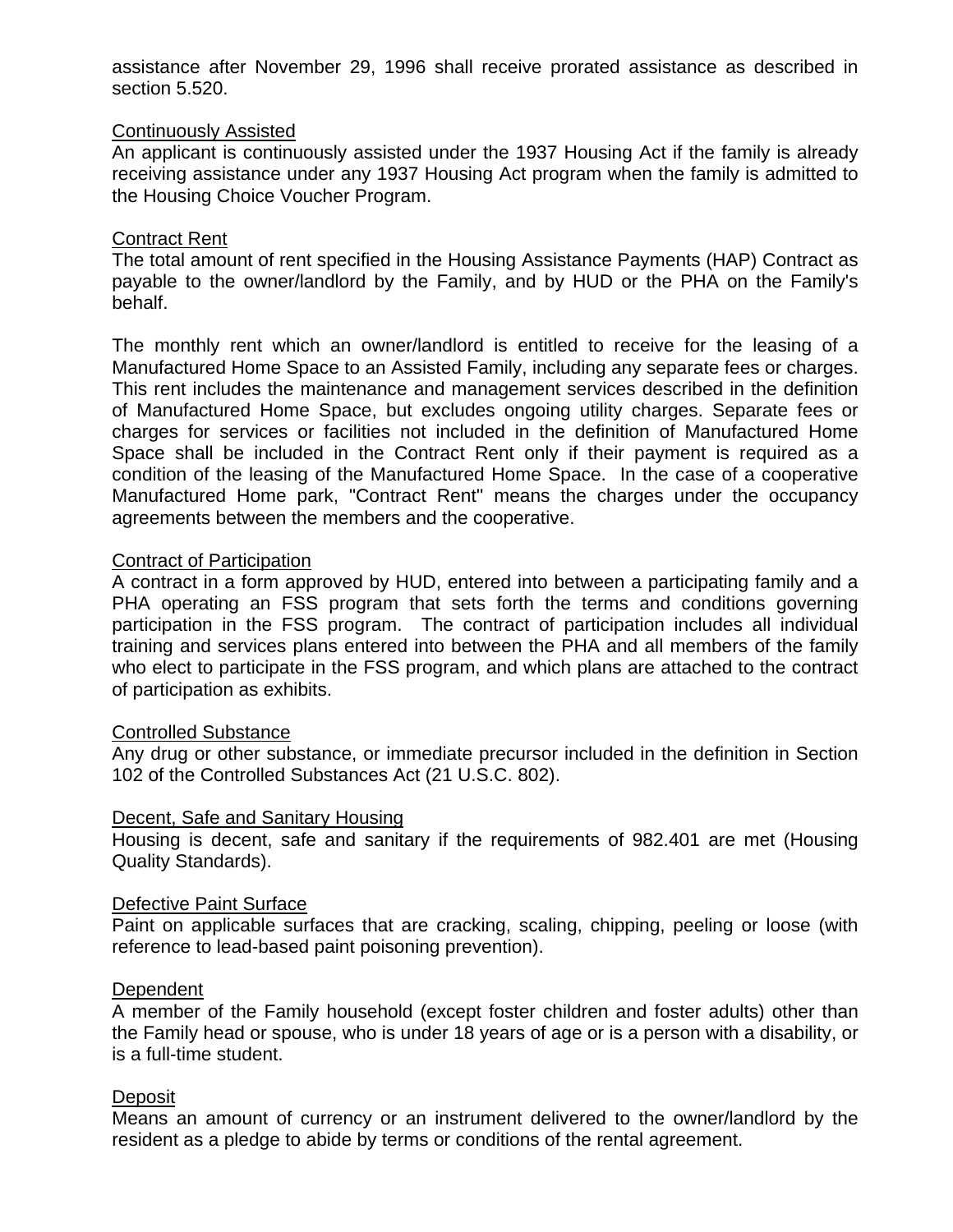assistance after November 29, 1996 shall receive prorated assistance as described in section 5.520.

### Continuously Assisted

An applicant is continuously assisted under the 1937 Housing Act if the family is already receiving assistance under any 1937 Housing Act program when the family is admitted to the Housing Choice Voucher Program.

### Contract Rent

The total amount of rent specified in the Housing Assistance Payments (HAP) Contract as payable to the owner/landlord by the Family, and by HUD or the PHA on the Family's behalf.

The monthly rent which an owner/landlord is entitled to receive for the leasing of a Manufactured Home Space to an Assisted Family, including any separate fees or charges. This rent includes the maintenance and management services described in the definition of Manufactured Home Space, but excludes ongoing utility charges. Separate fees or charges for services or facilities not included in the definition of Manufactured Home Space shall be included in the Contract Rent only if their payment is required as a condition of the leasing of the Manufactured Home Space. In the case of a cooperative Manufactured Home park, "Contract Rent" means the charges under the occupancy agreements between the members and the cooperative.

### Contract of Participation

A contract in a form approved by HUD, entered into between a participating family and a PHA operating an FSS program that sets forth the terms and conditions governing participation in the FSS program. The contract of participation includes all individual training and services plans entered into between the PHA and all members of the family who elect to participate in the FSS program, and which plans are attached to the contract of participation as exhibits.

### Controlled Substance

Any drug or other substance, or immediate precursor included in the definition in Section 102 of the Controlled Substances Act (21 U.S.C. 802).

### Decent, Safe and Sanitary Housing

Housing is decent, safe and sanitary if the requirements of 982.401 are met (Housing Quality Standards).

### Defective Paint Surface

Paint on applicable surfaces that are cracking, scaling, chipping, peeling or loose (with reference to lead-based paint poisoning prevention).

### Dependent

A member of the Family household (except foster children and foster adults) other than the Family head or spouse, who is under 18 years of age or is a person with a disability, or is a full-time student.

### Deposit

Means an amount of currency or an instrument delivered to the owner/landlord by the resident as a pledge to abide by terms or conditions of the rental agreement.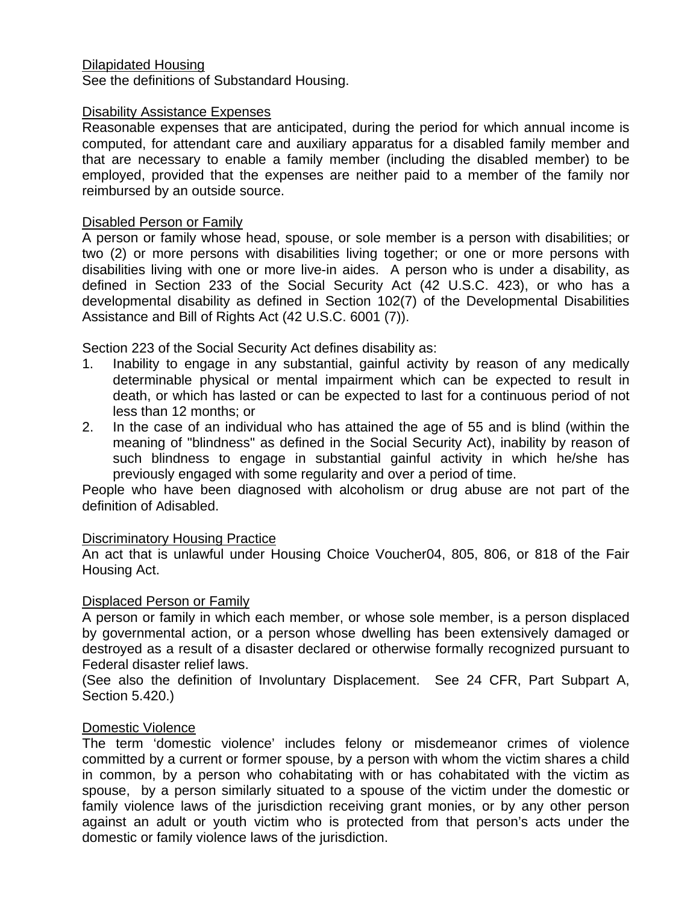Dilapidated Housing
See the definitions of Substandard Housing.

Disability Assistance Expenses
Reasonable expenses that are anticipated, during the period for which annual income is computed, for attendant care and auxiliary apparatus for a disabled family member and that are necessary to enable a family member (including the disabled member) to be employed, provided that the expenses are neither paid to a member of the family nor reimbursed by an outside source.

Disabled Person or Family
A person or family whose head, spouse, or sole member is a person with disabilities; or two (2) or more persons with disabilities living together; or one or more persons with disabilities living with one or more live-in aides. A person who is under a disability, as defined in Section 233 of the Social Security Act (42 U.S.C. 423), or who has a developmental disability as defined in Section 102(7) of the Developmental Disabilities Assistance and Bill of Rights Act (42 U.S.C. 6001 (7)).

Section 223 of the Social Security Act defines disability as:

1. Inability to engage in any substantial, gainful activity by reason of any medically determinable physical or mental impairment which can be expected to result in death, or which has lasted or can be expected to last for a continuous period of not less than 12 months; or
2. In the case of an individual who has attained the age of 55 and is blind (within the meaning of "blindness" as defined in the Social Security Act), inability by reason of such blindness to engage in substantial gainful activity in which he/she has previously engaged with some regularity and over a period of time.

People who have been diagnosed with alcoholism or drug abuse are not part of the definition of Adisabled.

Discriminatory Housing Practice
An act that is unlawful under Housing Choice Voucher04, 805, 806, or 818 of the Fair Housing Act.

Displaced Person or Family
A person or family in which each member, or whose sole member, is a person displaced by governmental action, or a person whose dwelling has been extensively damaged or destroyed as a result of a disaster declared or otherwise formally recognized pursuant to Federal disaster relief laws.
(See also the definition of Involuntary Displacement. See 24 CFR, Part Subpart A, Section 5.420.)

Domestic Violence
The term 'domestic violence' includes felony or misdemeanor crimes of violence committed by a current or former spouse, by a person with whom the victim shares a child in common, by a person who cohabitating with or has cohabitated with the victim as spouse, by a person similarly situated to a spouse of the victim under the domestic or family violence laws of the jurisdiction receiving grant monies, or by any other person against an adult or youth victim who is protected from that person's acts under the domestic or family violence laws of the jurisdiction.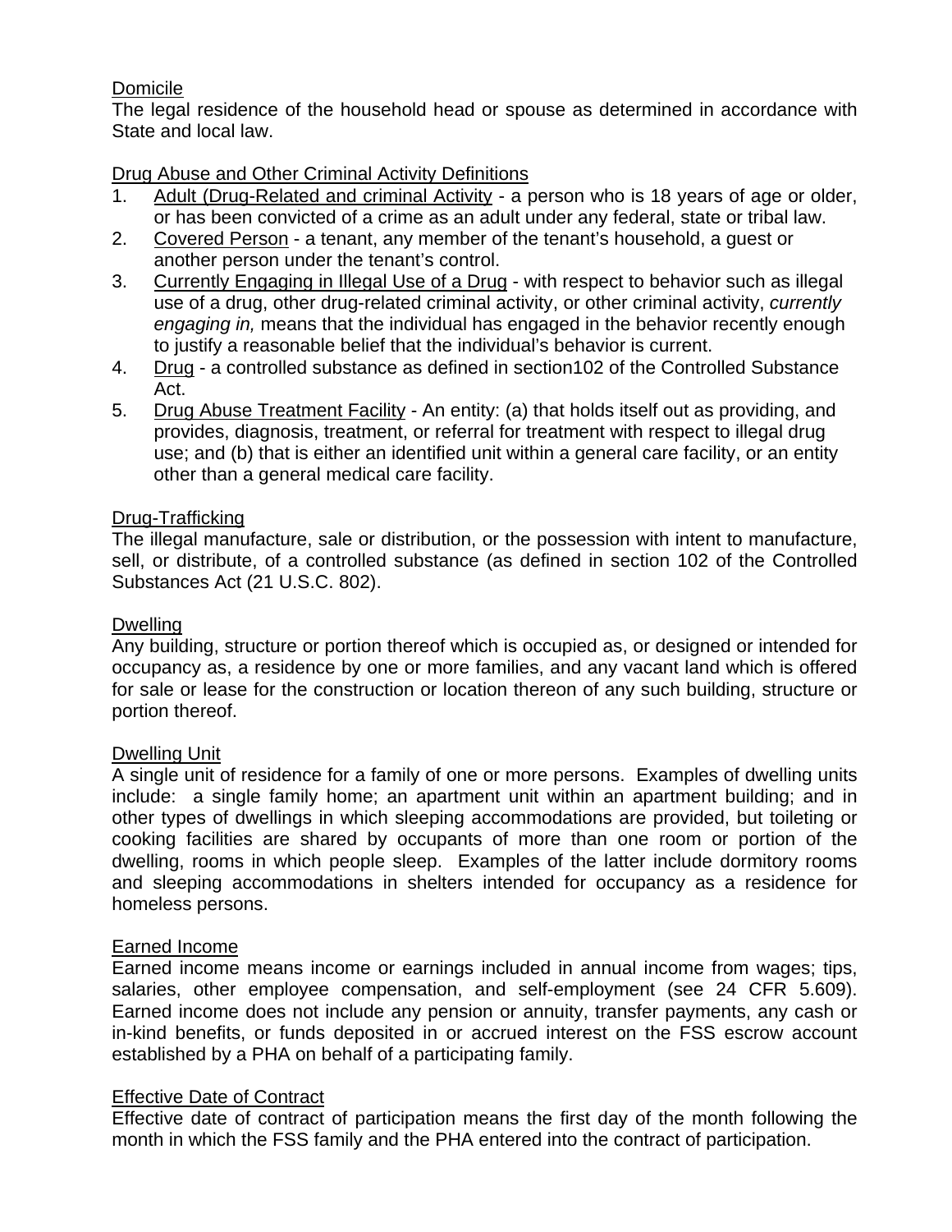Domicile

The legal residence of the household head or spouse as determined in accordance with State and local law.

Drug Abuse and Other Criminal Activity Definitions

1. Adult (Drug-Related and criminal Activity - a person who is 18 years of age or older, or has been convicted of a crime as an adult under any federal, state or tribal law.
2. Covered Person - a tenant, any member of the tenant's household, a guest or another person under the tenant's control.
3. Currently Engaging in Illegal Use of a Drug - with respect to behavior such as illegal use of a drug, other drug-related criminal activity, or other criminal activity, *currently engaging in,* means that the individual has engaged in the behavior recently enough to justify a reasonable belief that the individual's behavior is current.
4. Drug - a controlled substance as defined in section102 of the Controlled Substance Act.
5. Drug Abuse Treatment Facility - An entity: (a) that holds itself out as providing, and provides, diagnosis, treatment, or referral for treatment with respect to illegal drug use; and (b) that is either an identified unit within a general care facility, or an entity other than a general medical care facility.

Drug-Trafficking

The illegal manufacture, sale or distribution, or the possession with intent to manufacture, sell, or distribute, of a controlled substance (as defined in section 102 of the Controlled Substances Act (21 U.S.C. 802).

Dwelling

Any building, structure or portion thereof which is occupied as, or designed or intended for occupancy as, a residence by one or more families, and any vacant land which is offered for sale or lease for the construction or location thereon of any such building, structure or portion thereof.

Dwelling Unit

A single unit of residence for a family of one or more persons. Examples of dwelling units include: a single family home; an apartment unit within an apartment building; and in other types of dwellings in which sleeping accommodations are provided, but toileting or cooking facilities are shared by occupants of more than one room or portion of the dwelling, rooms in which people sleep. Examples of the latter include dormitory rooms and sleeping accommodations in shelters intended for occupancy as a residence for homeless persons.

Earned Income

Earned income means income or earnings included in annual income from wages; tips, salaries, other employee compensation, and self-employment (see 24 CFR 5.609). Earned income does not include any pension or annuity, transfer payments, any cash or in-kind benefits, or funds deposited in or accrued interest on the FSS escrow account established by a PHA on behalf of a participating family.

Effective Date of Contract

Effective date of contract of participation means the first day of the month following the month in which the FSS family and the PHA entered into the contract of participation.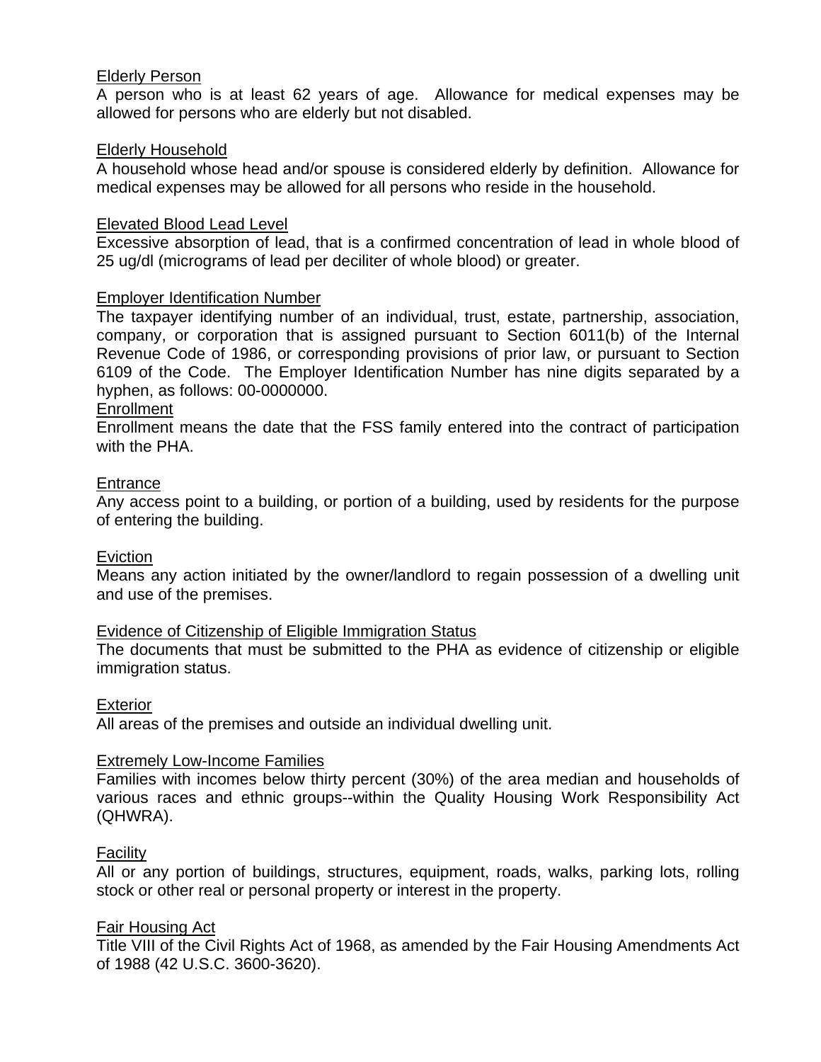Elderly Person

A person who is at least 62 years of age. Allowance for medical expenses may be allowed for persons who are elderly but not disabled.

Elderly Household

A household whose head and/or spouse is considered elderly by definition. Allowance for medical expenses may be allowed for all persons who reside in the household.

Elevated Blood Lead Level

Excessive absorption of lead, that is a confirmed concentration of lead in whole blood of 25 ug/dl (micrograms of lead per deciliter of whole blood) or greater.

Employer Identification Number

The taxpayer identifying number of an individual, trust, estate, partnership, association, company, or corporation that is assigned pursuant to Section 6011(b) of the Internal Revenue Code of 1986, or corresponding provisions of prior law, or pursuant to Section 6109 of the Code. The Employer Identification Number has nine digits separated by a hyphen, as follows: 00-0000000.

Enrollment

Enrollment means the date that the FSS family entered into the contract of participation with the PHA.

Entrance

Any access point to a building, or portion of a building, used by residents for the purpose of entering the building.

Eviction

Means any action initiated by the owner/landlord to regain possession of a dwelling unit and use of the premises.

Evidence of Citizenship of Eligible Immigration Status

The documents that must be submitted to the PHA as evidence of citizenship or eligible immigration status.

Exterior

All areas of the premises and outside an individual dwelling unit.

Extremely Low-Income Families

Families with incomes below thirty percent (30%) of the area median and households of various races and ethnic groups--within the Quality Housing Work Responsibility Act (QHWRA).

Facility

All or any portion of buildings, structures, equipment, roads, walks, parking lots, rolling stock or other real or personal property or interest in the property.

Fair Housing Act

Title VIII of the Civil Rights Act of 1968, as amended by the Fair Housing Amendments Act of 1988 (42 U.S.C. 3600-3620).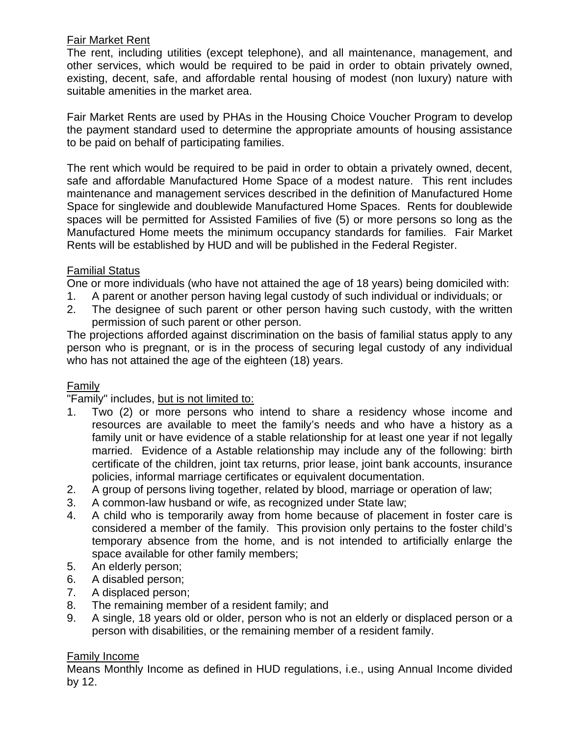Fair Market Rent

The rent, including utilities (except telephone), and all maintenance, management, and other services, which would be required to be paid in order to obtain privately owned, existing, decent, safe, and affordable rental housing of modest (non luxury) nature with suitable amenities in the market area.

Fair Market Rents are used by PHAs in the Housing Choice Voucher Program to develop the payment standard used to determine the appropriate amounts of housing assistance to be paid on behalf of participating families.

The rent which would be required to be paid in order to obtain a privately owned, decent, safe and affordable Manufactured Home Space of a modest nature. This rent includes maintenance and management services described in the definition of Manufactured Home Space for singlewide and doublewide Manufactured Home Spaces. Rents for doublewide spaces will be permitted for Assisted Families of five (5) or more persons so long as the Manufactured Home meets the minimum occupancy standards for families. Fair Market Rents will be established by HUD and will be published in the Federal Register.

Familial Status

One or more individuals (who have not attained the age of 18 years) being domiciled with:

1. A parent or another person having legal custody of such individual or individuals; or
2. The designee of such parent or other person having such custody, with the written permission of such parent or other person.

The projections afforded against discrimination on the basis of familial status apply to any person who is pregnant, or is in the process of securing legal custody of any individual who has not attained the age of the eighteen (18) years.

Family

"Family" includes, but is not limited to:

1. Two (2) or more persons who intend to share a residency whose income and resources are available to meet the family's needs and who have a history as a family unit or have evidence of a stable relationship for at least one year if not legally married. Evidence of a Astable relationship may include any of the following: birth certificate of the children, joint tax returns, prior lease, joint bank accounts, insurance policies, informal marriage certificates or equivalent documentation.
2. A group of persons living together, related by blood, marriage or operation of law;
3. A common-law husband or wife, as recognized under State law;
4. A child who is temporarily away from home because of placement in foster care is considered a member of the family. This provision only pertains to the foster child's temporary absence from the home, and is not intended to artificially enlarge the space available for other family members;
5. An elderly person;
6. A disabled person;
7. A displaced person;
8. The remaining member of a resident family; and
9. A single, 18 years old or older, person who is not an elderly or displaced person or a person with disabilities, or the remaining member of a resident family.

Family Income

Means Monthly Income as defined in HUD regulations, i.e., using Annual Income divided by 12.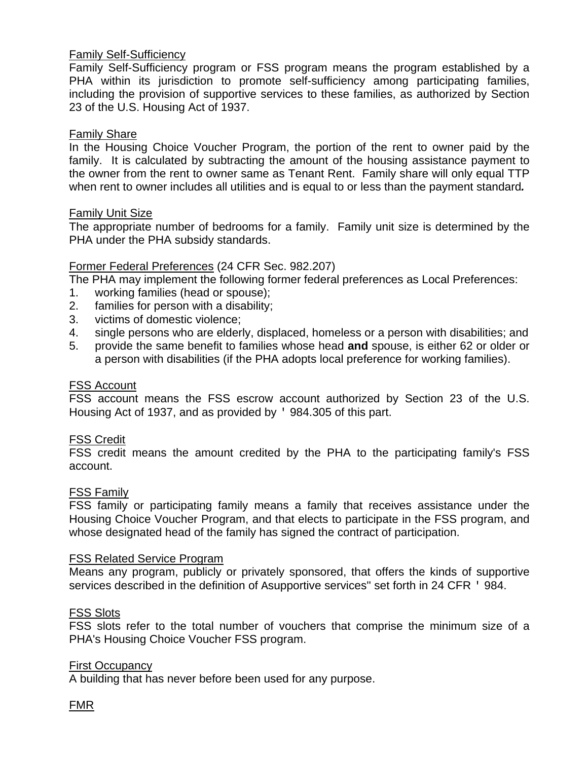Family Self-Sufficiency

Family Self-Sufficiency program or FSS program means the program established by a PHA within its jurisdiction to promote self-sufficiency among participating families, including the provision of supportive services to these families, as authorized by Section 23 of the U.S. Housing Act of 1937.

Family Share

In the Housing Choice Voucher Program, the portion of the rent to owner paid by the family. It is calculated by subtracting the amount of the housing assistance payment to the owner from the rent to owner same as Tenant Rent. Family share will only equal TTP when rent to owner includes all utilities and is equal to or less than the payment standard***.***

Family Unit Size

The appropriate number of bedrooms for a family. Family unit size is determined by the PHA under the PHA subsidy standards.

Former Federal Preferences (24 CFR Sec. 982.207)

The PHA may implement the following former federal preferences as Local Preferences:

1. working families (head or spouse);
2. families for person with a disability;
3. victims of domestic violence;
4. single persons who are elderly, displaced, homeless or a person with disabilities; and
5. provide the same benefit to families whose head **and** spouse, is either 62 or older or a person with disabilities (if the PHA adopts local preference for working families).

FSS Account

FSS account means the FSS escrow account authorized by Section 23 of the U.S. Housing Act of 1937, and as provided by ' 984.305 of this part.

FSS Credit

FSS credit means the amount credited by the PHA to the participating family's FSS account.

FSS Family

FSS family or participating family means a family that receives assistance under the Housing Choice Voucher Program, and that elects to participate in the FSS program, and whose designated head of the family has signed the contract of participation.

FSS Related Service Program

Means any program, publicly or privately sponsored, that offers the kinds of supportive services described in the definition of Asupportive services" set forth in 24 CFR ' 984.

FSS Slots

FSS slots refer to the total number of vouchers that comprise the minimum size of a PHA's Housing Choice Voucher FSS program.

First Occupancy

A building that has never before been used for any purpose.

FMR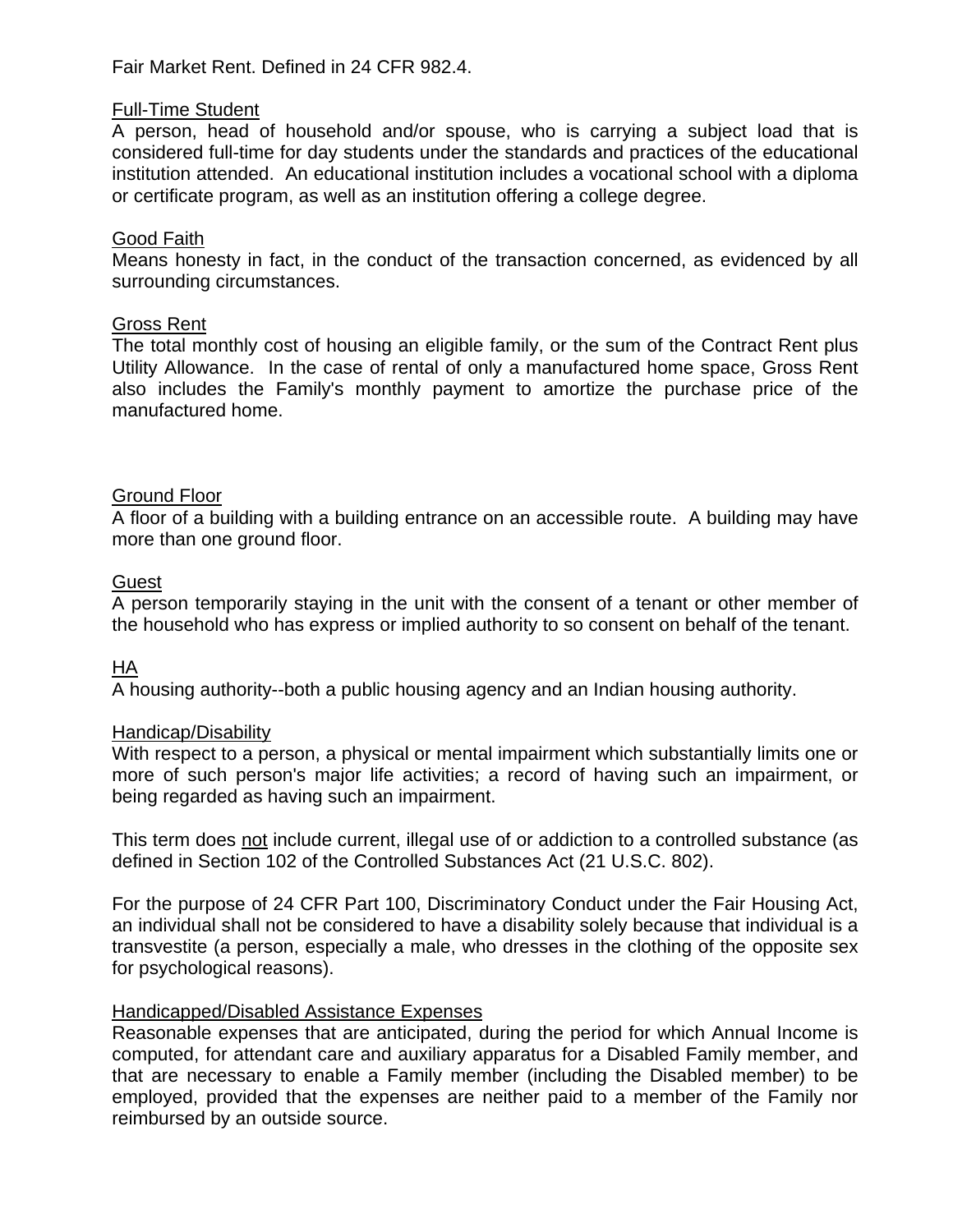Fair Market Rent. Defined in 24 CFR 982.4.

<u>Full-Time Student</u>
A person, head of household and/or spouse, who is carrying a subject load that is considered full-time for day students under the standards and practices of the educational institution attended. An educational institution includes a vocational school with a diploma or certificate program, as well as an institution offering a college degree.

<u>Good Faith</u>
Means honesty in fact, in the conduct of the transaction concerned, as evidenced by all surrounding circumstances.

<u>Gross Rent</u>
The total monthly cost of housing an eligible family, or the sum of the Contract Rent plus Utility Allowance. In the case of rental of only a manufactured home space, Gross Rent also includes the Family's monthly payment to amortize the purchase price of the manufactured home.

<u>Ground Floor</u>
A floor of a building with a building entrance on an accessible route. A building may have more than one ground floor.

<u>Guest</u>
A person temporarily staying in the unit with the consent of a tenant or other member of the household who has express or implied authority to so consent on behalf of the tenant.

<u>HA</u>
A housing authority--both a public housing agency and an Indian housing authority.

<u>Handicap/Disability</u>
With respect to a person, a physical or mental impairment which substantially limits one or more of such person's major life activities; a record of having such an impairment, or being regarded as having such an impairment.

This term does <u>not</u> include current, illegal use of or addiction to a controlled substance (as defined in Section 102 of the Controlled Substances Act (21 U.S.C. 802).

For the purpose of 24 CFR Part 100, Discriminatory Conduct under the Fair Housing Act, an individual shall not be considered to have a disability solely because that individual is a transvestite (a person, especially a male, who dresses in the clothing of the opposite sex for psychological reasons).

<u>Handicapped/Disabled Assistance Expenses</u>
Reasonable expenses that are anticipated, during the period for which Annual Income is computed, for attendant care and auxiliary apparatus for a Disabled Family member, and that are necessary to enable a Family member (including the Disabled member) to be employed, provided that the expenses are neither paid to a member of the Family nor reimbursed by an outside source.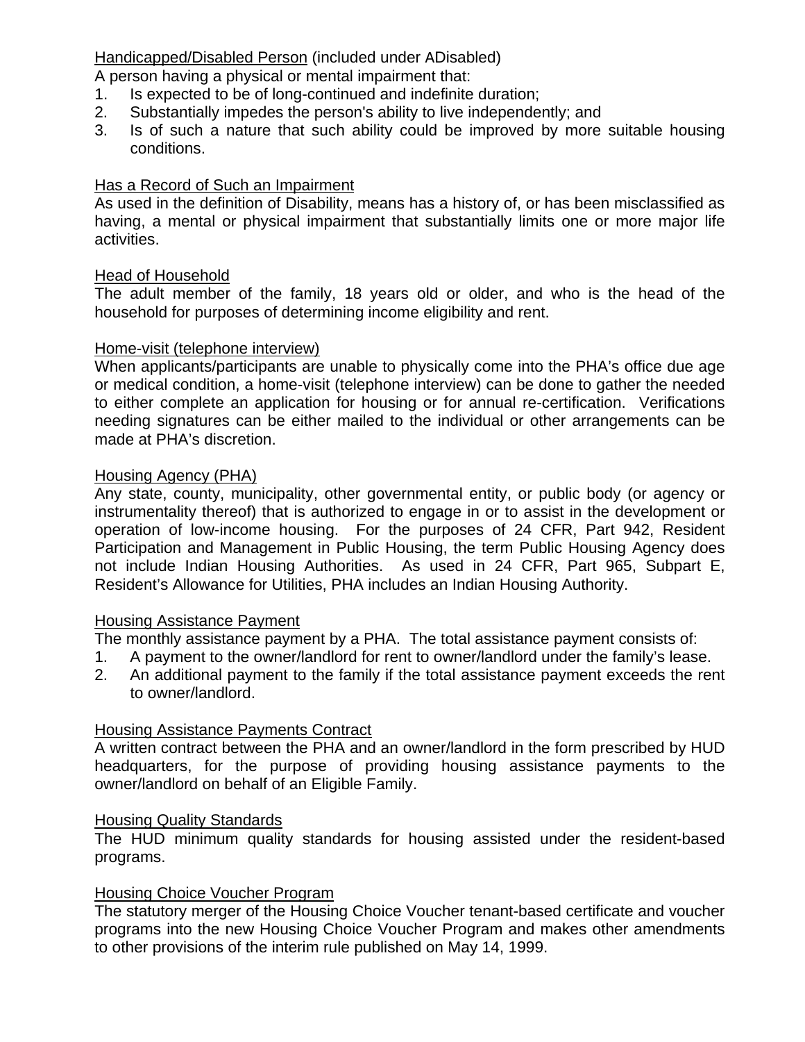Handicapped/Disabled Person (included under ADisabled)

A person having a physical or mental impairment that:

1. Is expected to be of long-continued and indefinite duration;
2. Substantially impedes the person's ability to live independently; and
3. Is of such a nature that such ability could be improved by more suitable housing conditions.

Has a Record of Such an Impairment

As used in the definition of Disability, means has a history of, or has been misclassified as having, a mental or physical impairment that substantially limits one or more major life activities.

Head of Household

The adult member of the family, 18 years old or older, and who is the head of the household for purposes of determining income eligibility and rent.

Home-visit (telephone interview)

When applicants/participants are unable to physically come into the PHA's office due age or medical condition, a home-visit (telephone interview) can be done to gather the needed to either complete an application for housing or for annual re-certification. Verifications needing signatures can be either mailed to the individual or other arrangements can be made at PHA's discretion.

Housing Agency (PHA)

Any state, county, municipality, other governmental entity, or public body (or agency or instrumentality thereof) that is authorized to engage in or to assist in the development or operation of low-income housing. For the purposes of 24 CFR, Part 942, Resident Participation and Management in Public Housing, the term Public Housing Agency does not include Indian Housing Authorities. As used in 24 CFR, Part 965, Subpart E, Resident's Allowance for Utilities, PHA includes an Indian Housing Authority.

Housing Assistance Payment

The monthly assistance payment by a PHA. The total assistance payment consists of:

1. A payment to the owner/landlord for rent to owner/landlord under the family's lease.
2. An additional payment to the family if the total assistance payment exceeds the rent to owner/landlord.

Housing Assistance Payments Contract

A written contract between the PHA and an owner/landlord in the form prescribed by HUD headquarters, for the purpose of providing housing assistance payments to the owner/landlord on behalf of an Eligible Family.

Housing Quality Standards

The HUD minimum quality standards for housing assisted under the resident-based programs.

Housing Choice Voucher Program

The statutory merger of the Housing Choice Voucher tenant-based certificate and voucher programs into the new Housing Choice Voucher Program and makes other amendments to other provisions of the interim rule published on May 14, 1999.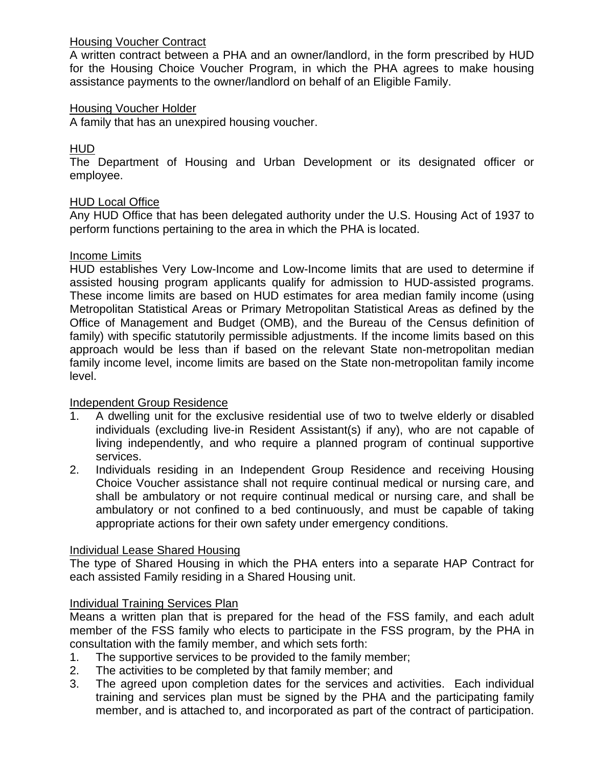Housing Voucher Contract

A written contract between a PHA and an owner/landlord, in the form prescribed by HUD for the Housing Choice Voucher Program, in which the PHA agrees to make housing assistance payments to the owner/landlord on behalf of an Eligible Family.

Housing Voucher Holder

A family that has an unexpired housing voucher.

HUD

The Department of Housing and Urban Development or its designated officer or employee.

HUD Local Office

Any HUD Office that has been delegated authority under the U.S. Housing Act of 1937 to perform functions pertaining to the area in which the PHA is located.

Income Limits

HUD establishes Very Low-Income and Low-Income limits that are used to determine if assisted housing program applicants qualify for admission to HUD-assisted programs. These income limits are based on HUD estimates for area median family income (using Metropolitan Statistical Areas or Primary Metropolitan Statistical Areas as defined by the Office of Management and Budget (OMB), and the Bureau of the Census definition of family) with specific statutorily permissible adjustments. If the income limits based on this approach would be less than if based on the relevant State non-metropolitan median family income level, income limits are based on the State non-metropolitan family income level.

Independent Group Residence

1. A dwelling unit for the exclusive residential use of two to twelve elderly or disabled individuals (excluding live-in Resident Assistant(s) if any), who are not capable of living independently, and who require a planned program of continual supportive services.
2. Individuals residing in an Independent Group Residence and receiving Housing Choice Voucher assistance shall not require continual medical or nursing care, and shall be ambulatory or not require continual medical or nursing care, and shall be ambulatory or not confined to a bed continuously, and must be capable of taking appropriate actions for their own safety under emergency conditions.

Individual Lease Shared Housing

The type of Shared Housing in which the PHA enters into a separate HAP Contract for each assisted Family residing in a Shared Housing unit.

Individual Training Services Plan

Means a written plan that is prepared for the head of the FSS family, and each adult member of the FSS family who elects to participate in the FSS program, by the PHA in consultation with the family member, and which sets forth:

1. The supportive services to be provided to the family member;
2. The activities to be completed by that family member; and
3. The agreed upon completion dates for the services and activities. Each individual training and services plan must be signed by the PHA and the participating family member, and is attached to, and incorporated as part of the contract of participation.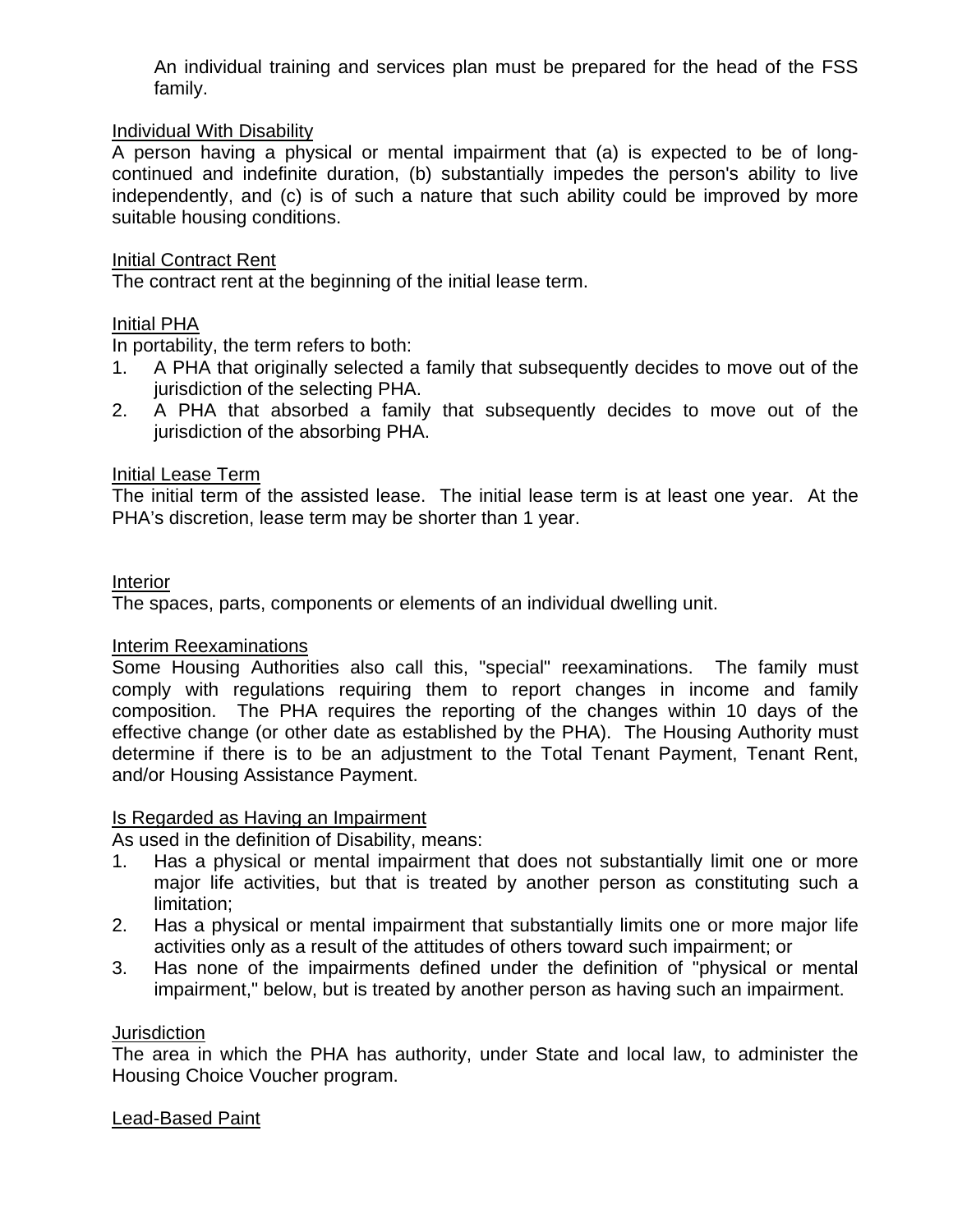An individual training and services plan must be prepared for the head of the FSS family.

Individual With Disability

A person having a physical or mental impairment that (a) is expected to be of long-continued and indefinite duration, (b) substantially impedes the person's ability to live independently, and (c) is of such a nature that such ability could be improved by more suitable housing conditions.

Initial Contract Rent

The contract rent at the beginning of the initial lease term.

Initial PHA

In portability, the term refers to both:

1. A PHA that originally selected a family that subsequently decides to move out of the jurisdiction of the selecting PHA.
2. A PHA that absorbed a family that subsequently decides to move out of the jurisdiction of the absorbing PHA.

Initial Lease Term

The initial term of the assisted lease. The initial lease term is at least one year. At the PHA's discretion, lease term may be shorter than 1 year.

Interior

The spaces, parts, components or elements of an individual dwelling unit.

Interim Reexaminations

Some Housing Authorities also call this, "special" reexaminations. The family must comply with regulations requiring them to report changes in income and family composition. The PHA requires the reporting of the changes within 10 days of the effective change (or other date as established by the PHA). The Housing Authority must determine if there is to be an adjustment to the Total Tenant Payment, Tenant Rent, and/or Housing Assistance Payment.

Is Regarded as Having an Impairment

As used in the definition of Disability, means:

1. Has a physical or mental impairment that does not substantially limit one or more major life activities, but that is treated by another person as constituting such a limitation;
2. Has a physical or mental impairment that substantially limits one or more major life activities only as a result of the attitudes of others toward such impairment; or
3. Has none of the impairments defined under the definition of "physical or mental impairment," below, but is treated by another person as having such an impairment.

Jurisdiction

The area in which the PHA has authority, under State and local law, to administer the Housing Choice Voucher program.

Lead-Based Paint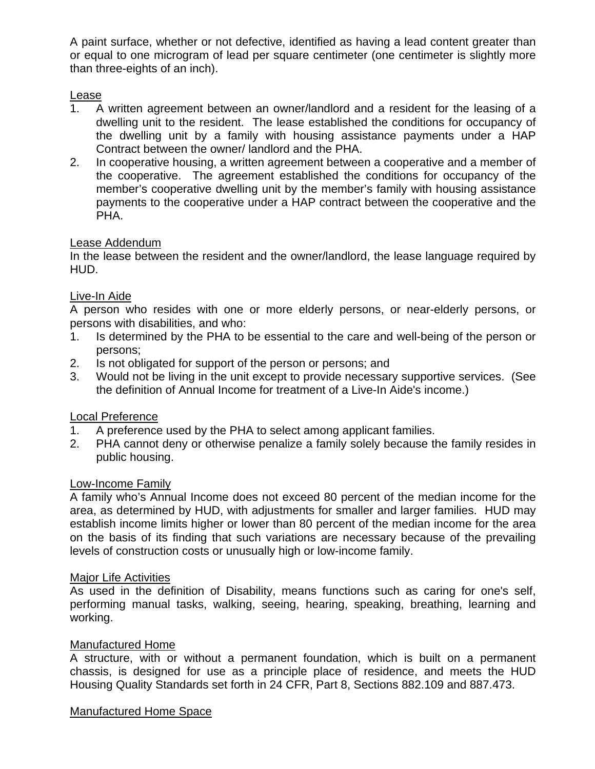A paint surface, whether or not defective, identified as having a lead content greater than or equal to one microgram of lead per square centimeter (one centimeter is slightly more than three-eights of an inch).

Lease

1. A written agreement between an owner/landlord and a resident for the leasing of a dwelling unit to the resident. The lease established the conditions for occupancy of the dwelling unit by a family with housing assistance payments under a HAP Contract between the owner/ landlord and the PHA.
2. In cooperative housing, a written agreement between a cooperative and a member of the cooperative. The agreement established the conditions for occupancy of the member's cooperative dwelling unit by the member's family with housing assistance payments to the cooperative under a HAP contract between the cooperative and the PHA.

Lease Addendum

In the lease between the resident and the owner/landlord, the lease language required by HUD.

Live-In Aide

A person who resides with one or more elderly persons, or near-elderly persons, or persons with disabilities, and who:

1. Is determined by the PHA to be essential to the care and well-being of the person or persons;
2. Is not obligated for support of the person or persons; and
3. Would not be living in the unit except to provide necessary supportive services. (See the definition of Annual Income for treatment of a Live-In Aide's income.)

Local Preference

1. A preference used by the PHA to select among applicant families.
2. PHA cannot deny or otherwise penalize a family solely because the family resides in public housing.

Low-Income Family

A family who's Annual Income does not exceed 80 percent of the median income for the area, as determined by HUD, with adjustments for smaller and larger families. HUD may establish income limits higher or lower than 80 percent of the median income for the area on the basis of its finding that such variations are necessary because of the prevailing levels of construction costs or unusually high or low-income family.

Major Life Activities

As used in the definition of Disability, means functions such as caring for one's self, performing manual tasks, walking, seeing, hearing, speaking, breathing, learning and working.

Manufactured Home

A structure, with or without a permanent foundation, which is built on a permanent chassis, is designed for use as a principle place of residence, and meets the HUD Housing Quality Standards set forth in 24 CFR, Part 8, Sections 882.109 and 887.473.

Manufactured Home Space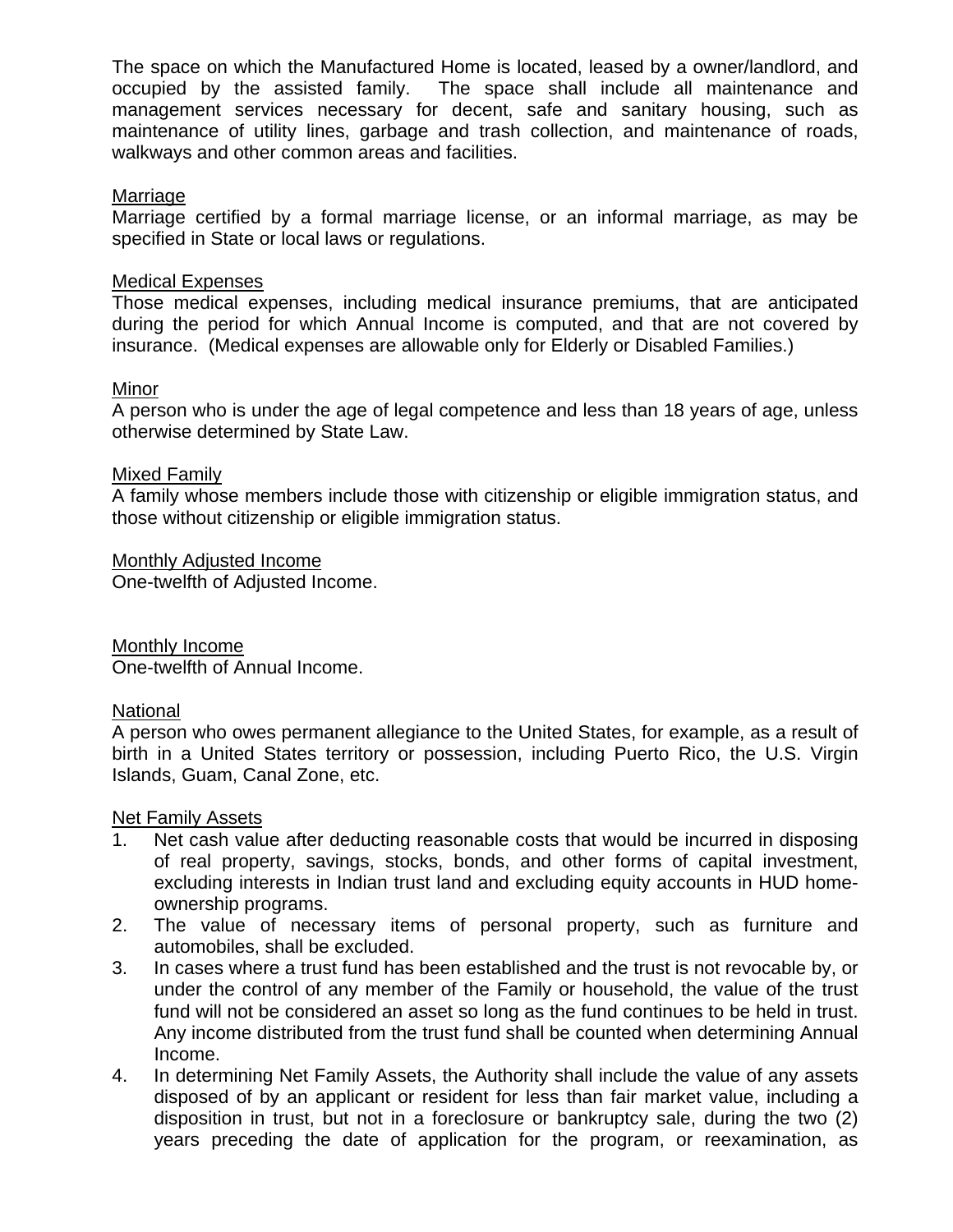The space on which the Manufactured Home is located, leased by a owner/landlord, and occupied by the assisted family. The space shall include all maintenance and management services necessary for decent, safe and sanitary housing, such as maintenance of utility lines, garbage and trash collection, and maintenance of roads, walkways and other common areas and facilities.

<u>Marriage</u>
Marriage certified by a formal marriage license, or an informal marriage, as may be specified in State or local laws or regulations.

<u>Medical Expenses</u>
Those medical expenses, including medical insurance premiums, that are anticipated during the period for which Annual Income is computed, and that are not covered by insurance. (Medical expenses are allowable only for Elderly or Disabled Families.)

<u>Minor</u>
A person who is under the age of legal competence and less than 18 years of age, unless otherwise determined by State Law.

<u>Mixed Family</u>
A family whose members include those with citizenship or eligible immigration status, and those without citizenship or eligible immigration status.

<u>Monthly Adjusted Income</u>
One-twelfth of Adjusted Income.

<u>Monthly Income</u>
One-twelfth of Annual Income.

<u>National</u>
A person who owes permanent allegiance to the United States, for example, as a result of birth in a United States territory or possession, including Puerto Rico, the U.S. Virgin Islands, Guam, Canal Zone, etc.

<u>Net Family Assets</u>

1. Net cash value after deducting reasonable costs that would be incurred in disposing of real property, savings, stocks, bonds, and other forms of capital investment, excluding interests in Indian trust land and excluding equity accounts in HUD home-ownership programs.
2. The value of necessary items of personal property, such as furniture and automobiles, shall be excluded.
3. In cases where a trust fund has been established and the trust is not revocable by, or under the control of any member of the Family or household, the value of the trust fund will not be considered an asset so long as the fund continues to be held in trust. Any income distributed from the trust fund shall be counted when determining Annual Income.
4. In determining Net Family Assets, the Authority shall include the value of any assets disposed of by an applicant or resident for less than fair market value, including a disposition in trust, but not in a foreclosure or bankruptcy sale, during the two (2) years preceding the date of application for the program, or reexamination, as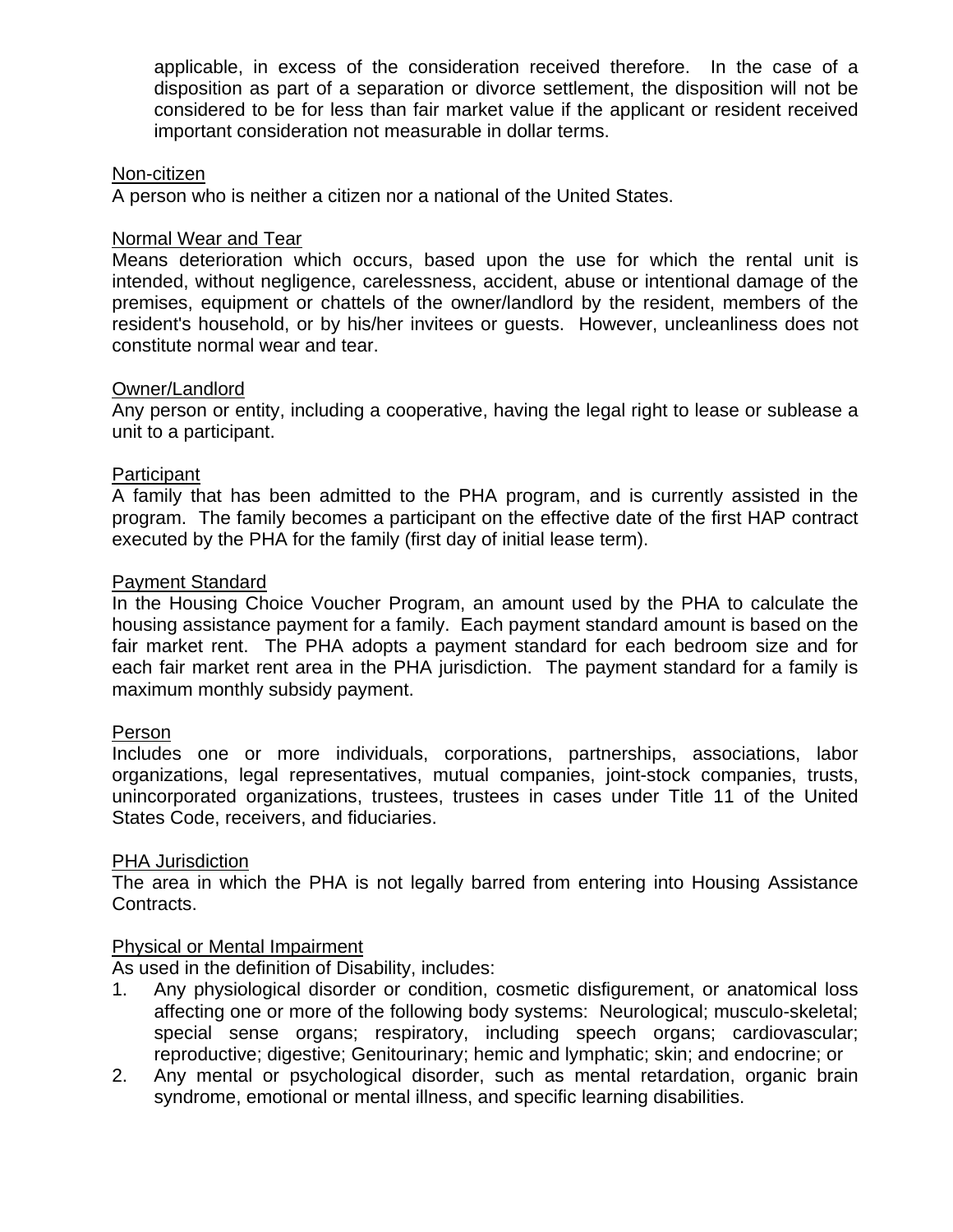applicable, in excess of the consideration received therefore. In the case of a disposition as part of a separation or divorce settlement, the disposition will not be considered to be for less than fair market value if the applicant or resident received important consideration not measurable in dollar terms.

<u>Non-citizen</u>
A person who is neither a citizen nor a national of the United States.

<u>Normal Wear and Tear</u>
Means deterioration which occurs, based upon the use for which the rental unit is intended, without negligence, carelessness, accident, abuse or intentional damage of the premises, equipment or chattels of the owner/landlord by the resident, members of the resident's household, or by his/her invitees or guests. However, uncleanliness does not constitute normal wear and tear.

<u>Owner/Landlord</u>
Any person or entity, including a cooperative, having the legal right to lease or sublease a unit to a participant.

<u>Participant</u>
A family that has been admitted to the PHA program, and is currently assisted in the program. The family becomes a participant on the effective date of the first HAP contract executed by the PHA for the family (first day of initial lease term).

<u>Payment Standard</u>
In the Housing Choice Voucher Program, an amount used by the PHA to calculate the housing assistance payment for a family. Each payment standard amount is based on the fair market rent. The PHA adopts a payment standard for each bedroom size and for each fair market rent area in the PHA jurisdiction. The payment standard for a family is maximum monthly subsidy payment.

<u>Person</u>
Includes one or more individuals, corporations, partnerships, associations, labor organizations, legal representatives, mutual companies, joint-stock companies, trusts, unincorporated organizations, trustees, trustees in cases under Title 11 of the United States Code, receivers, and fiduciaries.

<u>PHA Jurisdiction</u>
The area in which the PHA is not legally barred from entering into Housing Assistance Contracts.

<u>Physical or Mental Impairment</u>
As used in the definition of Disability, includes:

1. Any physiological disorder or condition, cosmetic disfigurement, or anatomical loss affecting one or more of the following body systems: Neurological; musculo-skeletal; special sense organs; respiratory, including speech organs; cardiovascular; reproductive; digestive; Genitourinary; hemic and lymphatic; skin; and endocrine; or
2. Any mental or psychological disorder, such as mental retardation, organic brain syndrome, emotional or mental illness, and specific learning disabilities.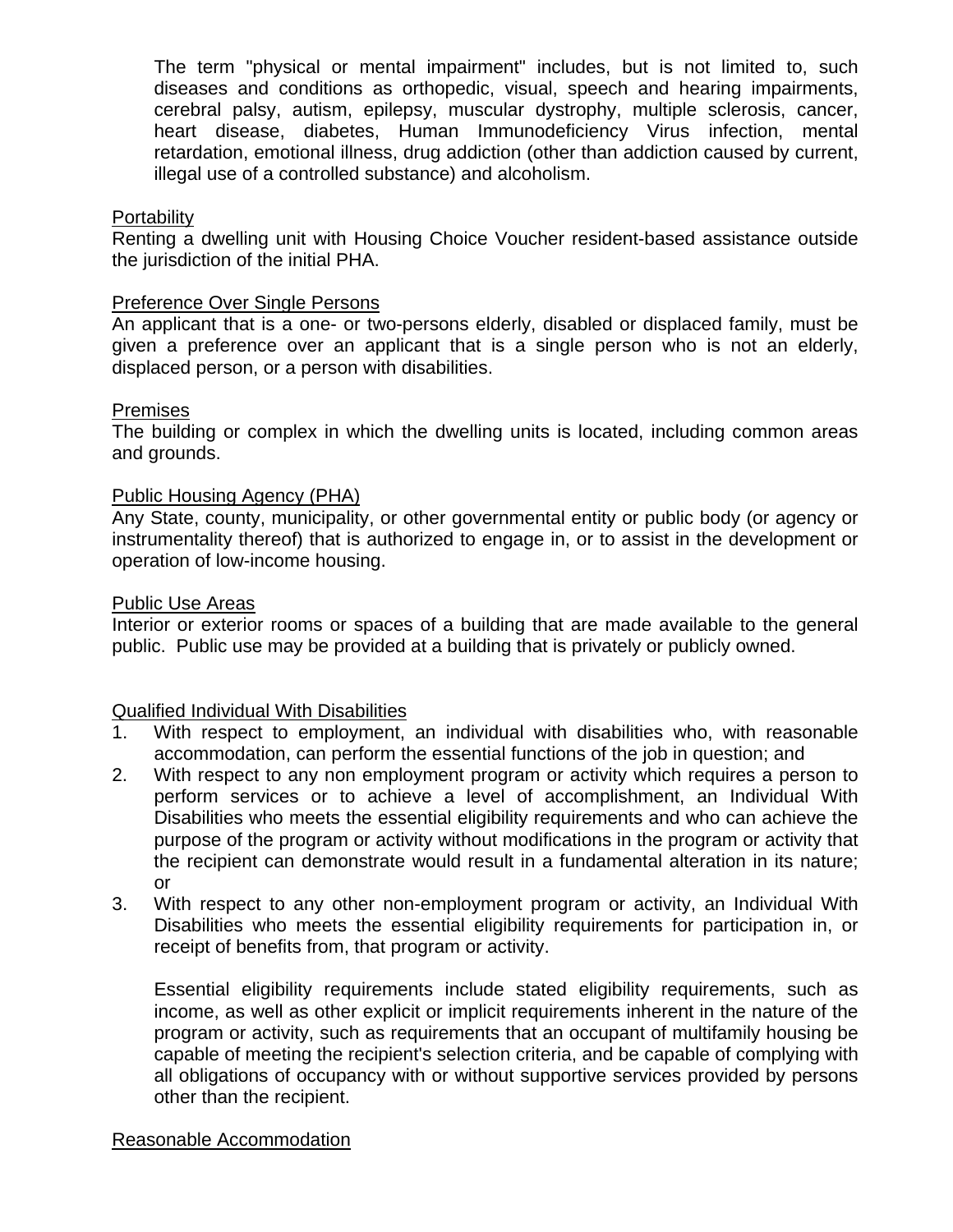The term "physical or mental impairment" includes, but is not limited to, such diseases and conditions as orthopedic, visual, speech and hearing impairments, cerebral palsy, autism, epilepsy, muscular dystrophy, multiple sclerosis, cancer, heart disease, diabetes, Human Immunodeficiency Virus infection, mental retardation, emotional illness, drug addiction (other than addiction caused by current, illegal use of a controlled substance) and alcoholism.

<u>Portability</u>
Renting a dwelling unit with Housing Choice Voucher resident-based assistance outside the jurisdiction of the initial PHA.

<u>Preference Over Single Persons</u>
An applicant that is a one- or two-persons elderly, disabled or displaced family, must be given a preference over an applicant that is a single person who is not an elderly, displaced person, or a person with disabilities.

<u>Premises</u>
The building or complex in which the dwelling units is located, including common areas and grounds.

<u>Public Housing Agency (PHA)</u>
Any State, county, municipality, or other governmental entity or public body (or agency or instrumentality thereof) that is authorized to engage in, or to assist in the development or operation of low-income housing.

<u>Public Use Areas</u>
Interior or exterior rooms or spaces of a building that are made available to the general public. Public use may be provided at a building that is privately or publicly owned.

<u>Qualified Individual With Disabilities</u>

1. With respect to employment, an individual with disabilities who, with reasonable accommodation, can perform the essential functions of the job in question; and
2. With respect to any non employment program or activity which requires a person to perform services or to achieve a level of accomplishment, an Individual With Disabilities who meets the essential eligibility requirements and who can achieve the purpose of the program or activity without modifications in the program or activity that the recipient can demonstrate would result in a fundamental alteration in its nature; or
3. With respect to any other non-employment program or activity, an Individual With Disabilities who meets the essential eligibility requirements for participation in, or receipt of benefits from, that program or activity.

   Essential eligibility requirements include stated eligibility requirements, such as income, as well as other explicit or implicit requirements inherent in the nature of the program or activity, such as requirements that an occupant of multifamily housing be capable of meeting the recipient's selection criteria, and be capable of complying with all obligations of occupancy with or without supportive services provided by persons other than the recipient.

<u>Reasonable Accommodation</u>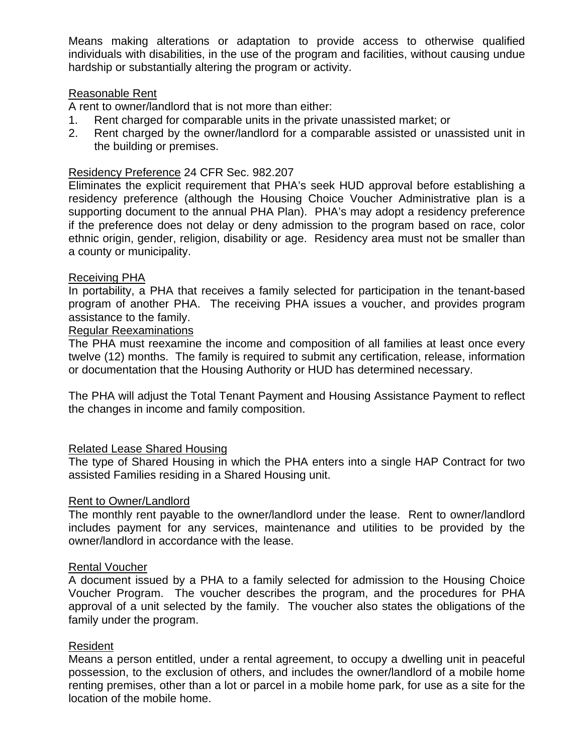Means making alterations or adaptation to provide access to otherwise qualified individuals with disabilities, in the use of the program and facilities, without causing undue hardship or substantially altering the program or activity.

<u>Reasonable Rent</u>
A rent to owner/landlord that is not more than either:

1. Rent charged for comparable units in the private unassisted market; or
2. Rent charged by the owner/landlord for a comparable assisted or unassisted unit in the building or premises.

<u>Residency Preference</u> 24 CFR Sec. 982.207
Eliminates the explicit requirement that PHA's seek HUD approval before establishing a residency preference (although the Housing Choice Voucher Administrative plan is a supporting document to the annual PHA Plan). PHA's may adopt a residency preference if the preference does not delay or deny admission to the program based on race, color ethnic origin, gender, religion, disability or age. Residency area must not be smaller than a county or municipality.

<u>Receiving PHA</u>
In portability, a PHA that receives a family selected for participation in the tenant-based program of another PHA. The receiving PHA issues a voucher, and provides program assistance to the family.

<u>Regular Reexaminations</u>
The PHA must reexamine the income and composition of all families at least once every twelve (12) months. The family is required to submit any certification, release, information or documentation that the Housing Authority or HUD has determined necessary.

The PHA will adjust the Total Tenant Payment and Housing Assistance Payment to reflect the changes in income and family composition.

<u>Related Lease Shared Housing</u>
The type of Shared Housing in which the PHA enters into a single HAP Contract for two assisted Families residing in a Shared Housing unit.

<u>Rent to Owner/Landlord</u>
The monthly rent payable to the owner/landlord under the lease. Rent to owner/landlord includes payment for any services, maintenance and utilities to be provided by the owner/landlord in accordance with the lease.

<u>Rental Voucher</u>
A document issued by a PHA to a family selected for admission to the Housing Choice Voucher Program. The voucher describes the program, and the procedures for PHA approval of a unit selected by the family. The voucher also states the obligations of the family under the program.

<u>Resident</u>
Means a person entitled, under a rental agreement, to occupy a dwelling unit in peaceful possession, to the exclusion of others, and includes the owner/landlord of a mobile home renting premises, other than a lot or parcel in a mobile home park, for use as a site for the location of the mobile home.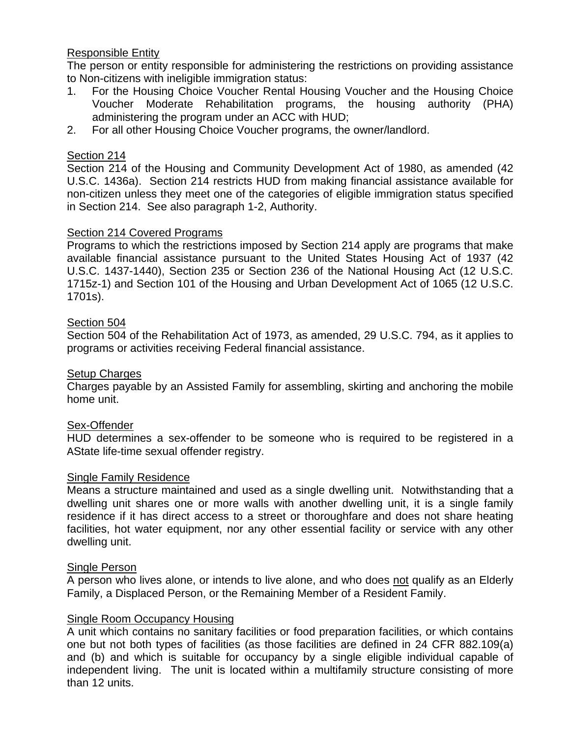Responsible Entity
The person or entity responsible for administering the restrictions on providing assistance to Non-citizens with ineligible immigration status:

1. For the Housing Choice Voucher Rental Housing Voucher and the Housing Choice Voucher Moderate Rehabilitation programs, the housing authority (PHA) administering the program under an ACC with HUD;
2. For all other Housing Choice Voucher programs, the owner/landlord.

Section 214
Section 214 of the Housing and Community Development Act of 1980, as amended (42 U.S.C. 1436a). Section 214 restricts HUD from making financial assistance available for non-citizen unless they meet one of the categories of eligible immigration status specified in Section 214. See also paragraph 1-2, Authority.

Section 214 Covered Programs
Programs to which the restrictions imposed by Section 214 apply are programs that make available financial assistance pursuant to the United States Housing Act of 1937 (42 U.S.C. 1437-1440), Section 235 or Section 236 of the National Housing Act (12 U.S.C. 1715z-1) and Section 101 of the Housing and Urban Development Act of 1065 (12 U.S.C. 1701s).

Section 504
Section 504 of the Rehabilitation Act of 1973, as amended, 29 U.S.C. 794, as it applies to programs or activities receiving Federal financial assistance.

Setup Charges
Charges payable by an Assisted Family for assembling, skirting and anchoring the mobile home unit.

Sex-Offender
HUD determines a sex-offender to be someone who is required to be registered in a AState life-time sexual offender registry.

Single Family Residence
Means a structure maintained and used as a single dwelling unit. Notwithstanding that a dwelling unit shares one or more walls with another dwelling unit, it is a single family residence if it has direct access to a street or thoroughfare and does not share heating facilities, hot water equipment, nor any other essential facility or service with any other dwelling unit.

Single Person
A person who lives alone, or intends to live alone, and who does not qualify as an Elderly Family, a Displaced Person, or the Remaining Member of a Resident Family.

Single Room Occupancy Housing
A unit which contains no sanitary facilities or food preparation facilities, or which contains one but not both types of facilities (as those facilities are defined in 24 CFR 882.109(a) and (b) and which is suitable for occupancy by a single eligible individual capable of independent living. The unit is located within a multifamily structure consisting of more than 12 units.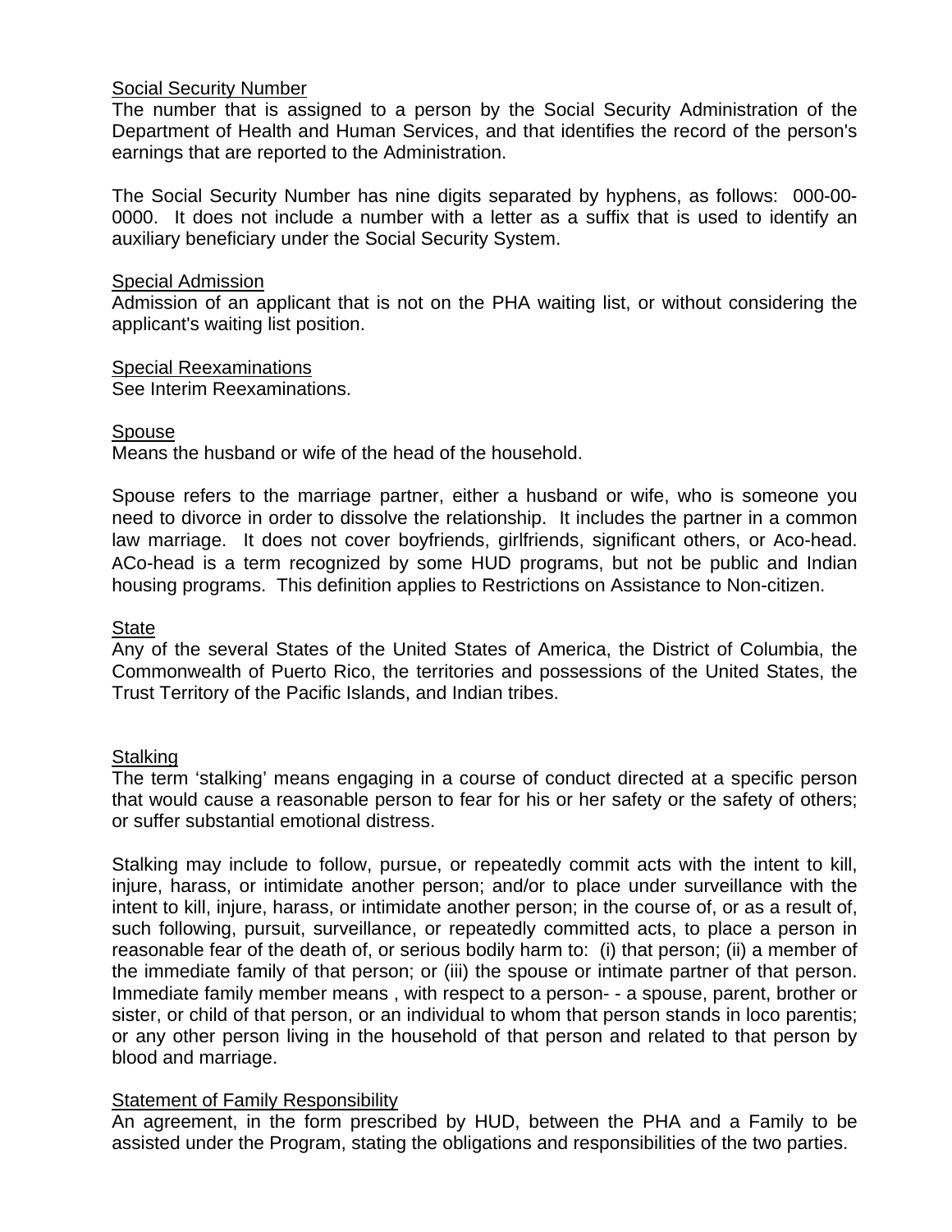<u>Social Security Number</u>
The number that is assigned to a person by the Social Security Administration of the Department of Health and Human Services, and that identifies the record of the person's earnings that are reported to the Administration.

The Social Security Number has nine digits separated by hyphens, as follows: 000-00-0000. It does not include a number with a letter as a suffix that is used to identify an auxiliary beneficiary under the Social Security System.

<u>Special Admission</u>
Admission of an applicant that is not on the PHA waiting list, or without considering the applicant's waiting list position.

<u>Special Reexaminations</u>
See Interim Reexaminations.

<u>Spouse</u>
Means the husband or wife of the head of the household.

Spouse refers to the marriage partner, either a husband or wife, who is someone you need to divorce in order to dissolve the relationship. It includes the partner in a common law marriage. It does not cover boyfriends, girlfriends, significant others, or Aco-head. ACo-head is a term recognized by some HUD programs, but not be public and Indian housing programs. This definition applies to Restrictions on Assistance to Non-citizen.

<u>State</u>
Any of the several States of the United States of America, the District of Columbia, the Commonwealth of Puerto Rico, the territories and possessions of the United States, the Trust Territory of the Pacific Islands, and Indian tribes.

<u>Stalking</u>
The term 'stalking' means engaging in a course of conduct directed at a specific person that would cause a reasonable person to fear for his or her safety or the safety of others; or suffer substantial emotional distress.

Stalking may include to follow, pursue, or repeatedly commit acts with the intent to kill, injure, harass, or intimidate another person; and/or to place under surveillance with the intent to kill, injure, harass, or intimidate another person; in the course of, or as a result of, such following, pursuit, surveillance, or repeatedly committed acts, to place a person in reasonable fear of the death of, or serious bodily harm to: (i) that person; (ii) a member of the immediate family of that person; or (iii) the spouse or intimate partner of that person. Immediate family member means , with respect to a person- - a spouse, parent, brother or sister, or child of that person, or an individual to whom that person stands in loco parentis; or any other person living in the household of that person and related to that person by blood and marriage.

<u>Statement of Family Responsibility</u>
An agreement, in the form prescribed by HUD, between the PHA and a Family to be assisted under the Program, stating the obligations and responsibilities of the two parties.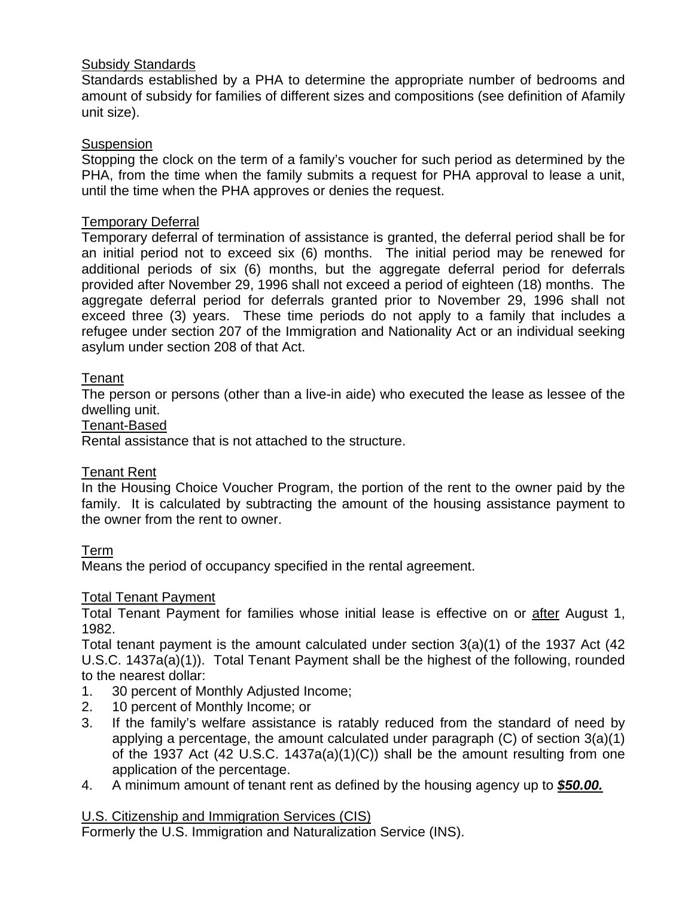<u>Subsidy Standards</u>
Standards established by a PHA to determine the appropriate number of bedrooms and amount of subsidy for families of different sizes and compositions (see definition of Afamily unit size).

<u>Suspension</u>
Stopping the clock on the term of a family's voucher for such period as determined by the PHA, from the time when the family submits a request for PHA approval to lease a unit, until the time when the PHA approves or denies the request.

<u>Temporary Deferral</u>
Temporary deferral of termination of assistance is granted, the deferral period shall be for an initial period not to exceed six (6) months. The initial period may be renewed for additional periods of six (6) months, but the aggregate deferral period for deferrals provided after November 29, 1996 shall not exceed a period of eighteen (18) months. The aggregate deferral period for deferrals granted prior to November 29, 1996 shall not exceed three (3) years. These time periods do not apply to a family that includes a refugee under section 207 of the Immigration and Nationality Act or an individual seeking asylum under section 208 of that Act.

<u>Tenant</u>
The person or persons (other than a live-in aide) who executed the lease as lessee of the dwelling unit.

<u>Tenant-Based</u>
Rental assistance that is not attached to the structure.

<u>Tenant Rent</u>
In the Housing Choice Voucher Program, the portion of the rent to the owner paid by the family. It is calculated by subtracting the amount of the housing assistance payment to the owner from the rent to owner.

<u>Term</u>
Means the period of occupancy specified in the rental agreement.

<u>Total Tenant Payment</u>
Total Tenant Payment for families whose initial lease is effective on or <u>after</u> August 1, 1982.

Total tenant payment is the amount calculated under section 3(a)(1) of the 1937 Act (42 U.S.C. 1437a(a)(1)). Total Tenant Payment shall be the highest of the following, rounded to the nearest dollar:

1. 30 percent of Monthly Adjusted Income;
2. 10 percent of Monthly Income; or
3. If the family's welfare assistance is ratably reduced from the standard of need by applying a percentage, the amount calculated under paragraph (C) of section 3(a)(1) of the 1937 Act (42 U.S.C. 1437a(a)(1)(C)) shall be the amount resulting from one application of the percentage.
4. A minimum amount of tenant rent as defined by the housing agency up to ***<u>$50.00.</u>***

<u>U.S. Citizenship and Immigration Services (CIS)</u>
Formerly the U.S. Immigration and Naturalization Service (INS).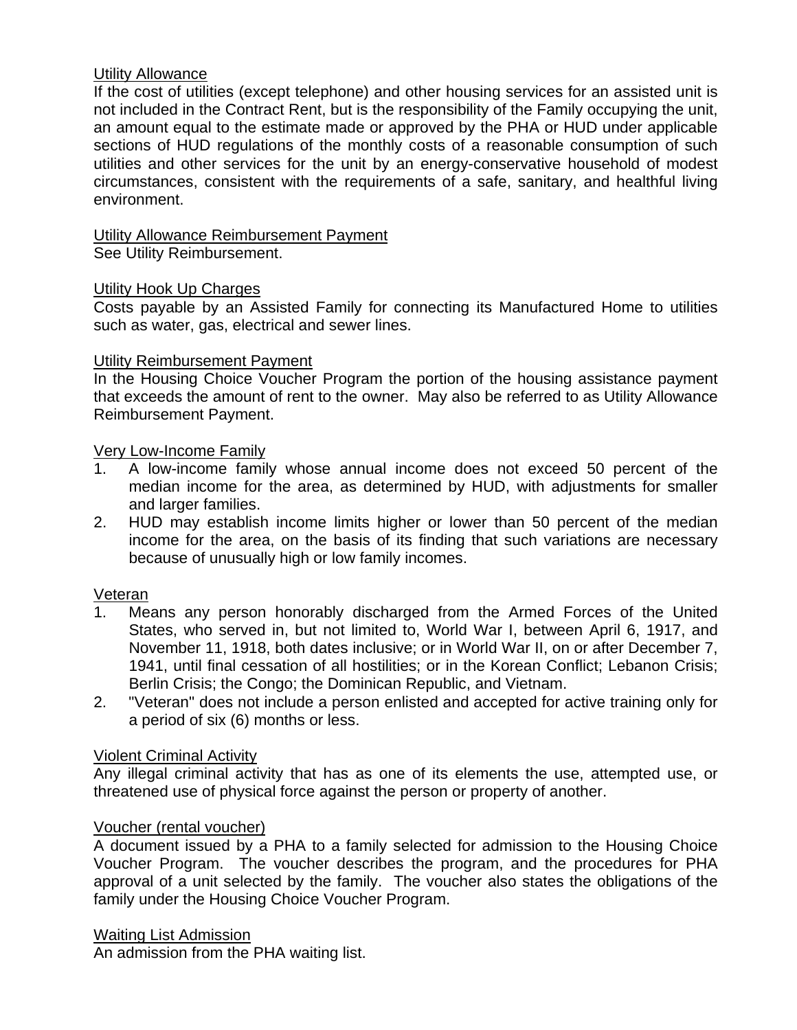Utility Allowance

If the cost of utilities (except telephone) and other housing services for an assisted unit is not included in the Contract Rent, but is the responsibility of the Family occupying the unit, an amount equal to the estimate made or approved by the PHA or HUD under applicable sections of HUD regulations of the monthly costs of a reasonable consumption of such utilities and other services for the unit by an energy-conservative household of modest circumstances, consistent with the requirements of a safe, sanitary, and healthful living environment.

Utility Allowance Reimbursement Payment

See Utility Reimbursement.

Utility Hook Up Charges

Costs payable by an Assisted Family for connecting its Manufactured Home to utilities such as water, gas, electrical and sewer lines.

Utility Reimbursement Payment

In the Housing Choice Voucher Program the portion of the housing assistance payment that exceeds the amount of rent to the owner. May also be referred to as Utility Allowance Reimbursement Payment.

Very Low-Income Family

1. A low-income family whose annual income does not exceed 50 percent of the median income for the area, as determined by HUD, with adjustments for smaller and larger families.
2. HUD may establish income limits higher or lower than 50 percent of the median income for the area, on the basis of its finding that such variations are necessary because of unusually high or low family incomes.

Veteran

1. Means any person honorably discharged from the Armed Forces of the United States, who served in, but not limited to, World War I, between April 6, 1917, and November 11, 1918, both dates inclusive; or in World War II, on or after December 7, 1941, until final cessation of all hostilities; or in the Korean Conflict; Lebanon Crisis; Berlin Crisis; the Congo; the Dominican Republic, and Vietnam.
2. "Veteran" does not include a person enlisted and accepted for active training only for a period of six (6) months or less.

Violent Criminal Activity

Any illegal criminal activity that has as one of its elements the use, attempted use, or threatened use of physical force against the person or property of another.

Voucher (rental voucher)

A document issued by a PHA to a family selected for admission to the Housing Choice Voucher Program. The voucher describes the program, and the procedures for PHA approval of a unit selected by the family. The voucher also states the obligations of the family under the Housing Choice Voucher Program.

Waiting List Admission

An admission from the PHA waiting list.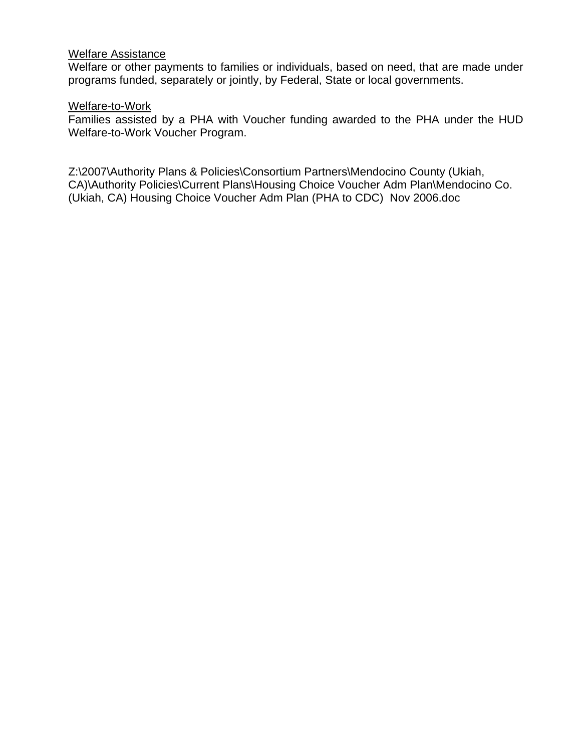Welfare Assistance
Welfare or other payments to families or individuals, based on need, that are made under programs funded, separately or jointly, by Federal, State or local governments.

Welfare-to-Work
Families assisted by a PHA with Voucher funding awarded to the PHA under the HUD Welfare-to-Work Voucher Program.

Z:\2007\Authority Plans & Policies\Consortium Partners\Mendocino County (Ukiah, CA)\Authority Policies\Current Plans\Housing Choice Voucher Adm Plan\Mendocino Co. (Ukiah, CA) Housing Choice Voucher Adm Plan (PHA to CDC) Nov 2006.doc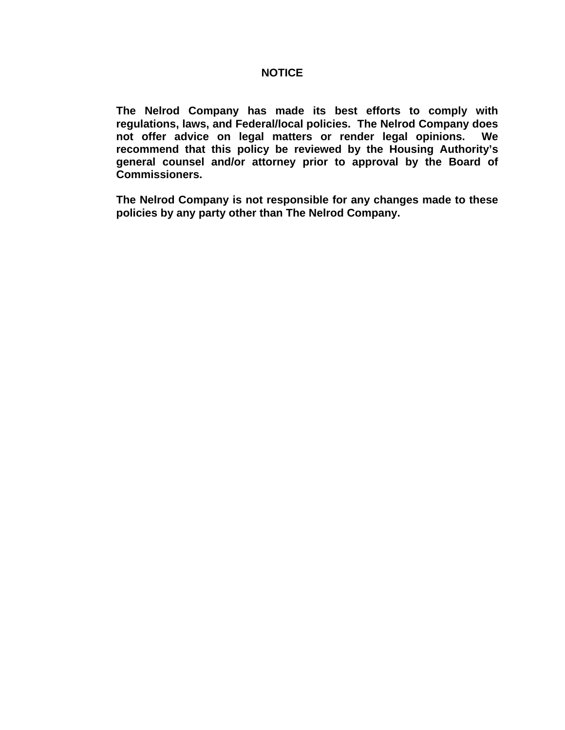**NOTICE**

**The Nelrod Company has made its best efforts to comply with regulations, laws, and Federal/local policies. The Nelrod Company does not offer advice on legal matters or render legal opinions. We recommend that this policy be reviewed by the Housing Authority's general counsel and/or attorney prior to approval by the Board of Commissioners.**

**The Nelrod Company is not responsible for any changes made to these policies by any party other than The Nelrod Company.**